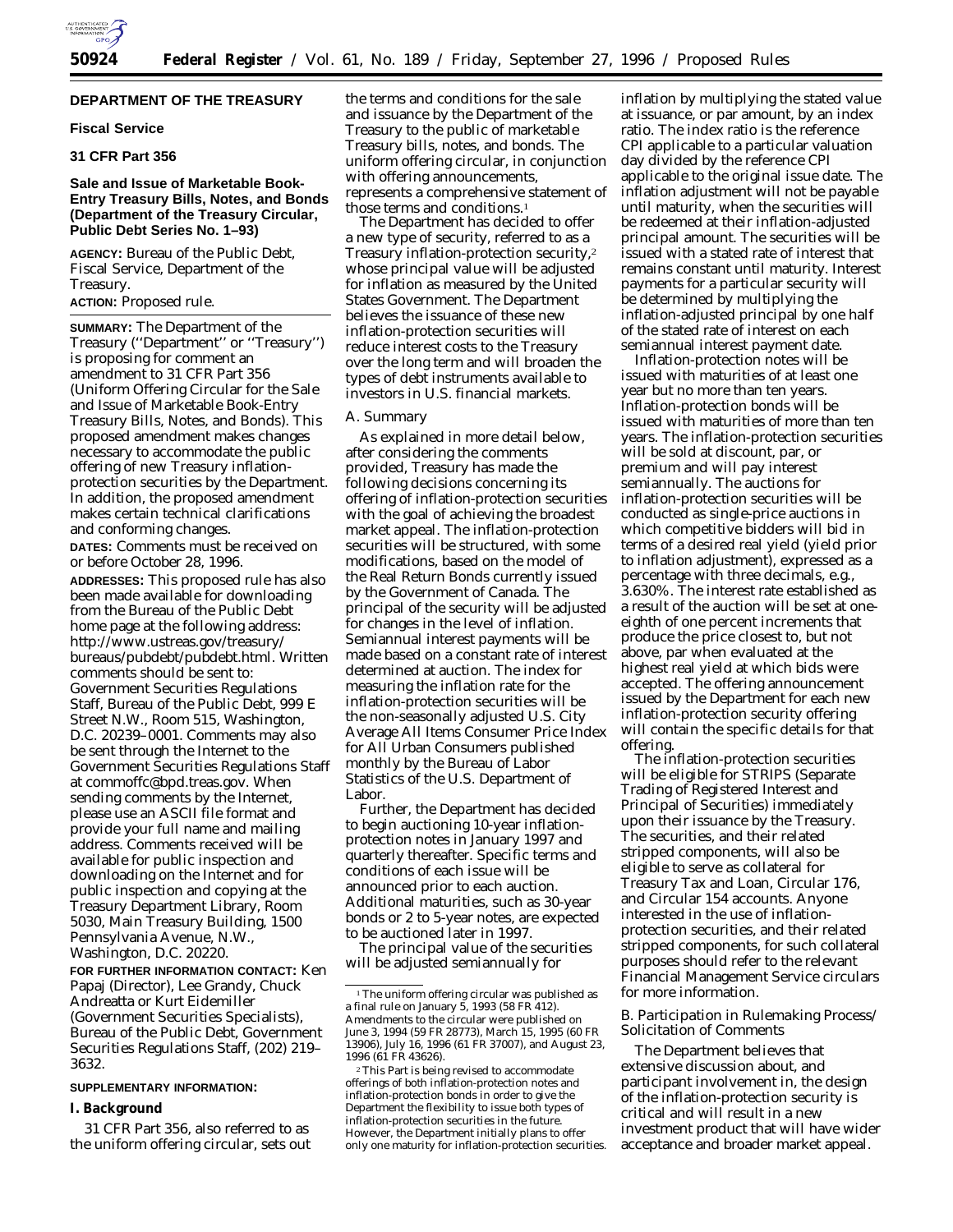**DEPARTMENT OF THE TREASURY**

**Fiscal Service**

**31 CFR Part 356**

**Sale and Issue of Marketable Book-Entry Treasury Bills, Notes, and Bonds (Department of the Treasury Circular, Public Debt Series No. 1–93)**

**AGENCY:** Bureau of the Public Debt, Fiscal Service, Department of the Treasury.

**ACTION:** Proposed rule.

**SUMMARY:** The Department of the Treasury (''Department'' or ''Treasury'') is proposing for comment an amendment to 31 CFR Part 356 (Uniform Offering Circular for the Sale and Issue of Marketable Book-Entry Treasury Bills, Notes, and Bonds). This proposed amendment makes changes necessary to accommodate the public offering of new Treasury inflation-protection securities by the Department. In addition, the proposed amendment makes certain technical clarifications and conforming changes.

**DATES:** Comments must be received on or before October 28, 1996.

**ADDRESSES:** This proposed rule has also been made available for downloading from the Bureau of the Public Debt home page at the following address: http://www.ustreas.gov/treasury/bureaus/pubdebt/pubdebt.html. Written comments should be sent to: Government Securities Regulations Staff, Bureau of the Public Debt, 999 E Street N.W., Room 515, Washington, D.C. 20239–0001. Comments may also be sent through the Internet to the Government Securities Regulations Staff at commoffc@bpd.treas.gov. When sending comments by the Internet, please use an ASCII file format and provide your full name and mailing address. Comments received will be available for public inspection and downloading on the Internet and for public inspection and copying at the Treasury Department Library, Room 5030, Main Treasury Building, 1500 Pennsylvania Avenue, N.W., Washington, D.C. 20220.

**FOR FURTHER INFORMATION CONTACT:** Ken Papaj (Director), Lee Grandy, Chuck Andreatta or Kurt Eidemiller (Government Securities Specialists), Bureau of the Public Debt, Government Securities Regulations Staff, (202) 219–3632.

**SUPPLEMENTARY INFORMATION:**

**I. Background**

31 CFR Part 356, also referred to as the uniform offering circular, sets out the terms and conditions for the sale and issuance by the Department of the Treasury to the public of marketable Treasury bills, notes, and bonds. The uniform offering circular, in conjunction with offering announcements, represents a comprehensive statement of those terms and conditions.[1]

The Department has decided to offer a new type of security, referred to as a Treasury inflation-protection security,[2] whose principal value will be adjusted for inflation as measured by the United States Government. The Department believes the issuance of these new inflation-protection securities will reduce interest costs to the Treasury over the long term and will broaden the types of debt instruments available to investors in U.S. financial markets.

*A. Summary*

As explained in more detail below, after considering the comments provided, Treasury has made the following decisions concerning its offering of inflation-protection securities with the goal of achieving the broadest market appeal. The inflation-protection securities will be structured, with some modifications, based on the model of the Real Return Bonds currently issued by the Government of Canada. The principal of the security will be adjusted for changes in the level of inflation. Semiannual interest payments will be made based on a constant rate of interest determined at auction. The index for measuring the inflation rate for the inflation-protection securities will be the non-seasonally adjusted U.S. City Average All Items Consumer Price Index for All Urban Consumers published monthly by the Bureau of Labor Statistics of the U.S. Department of Labor.

Further, the Department has decided to begin auctioning 10-year inflation-protection notes in January 1997 and quarterly thereafter. Specific terms and conditions of each issue will be announced prior to each auction. Additional maturities, such as 30-year bonds or 2 to 5-year notes, are expected to be auctioned later in 1997.

The principal value of the securities will be adjusted semiannually for inflation by multiplying the stated value at issuance, or par amount, by an index ratio. The index ratio is the reference CPI applicable to a particular valuation day divided by the reference CPI applicable to the original issue date. The inflation adjustment will not be payable until maturity, when the securities will be redeemed at their inflation-adjusted principal amount. The securities will be issued with a stated rate of interest that remains constant until maturity. Interest payments for a particular security will be determined by multiplying the inflation-adjusted principal by one half of the stated rate of interest on each semiannual interest payment date.

Inflation-protection notes will be issued with maturities of at least one year but no more than ten years. Inflation-protection bonds will be issued with maturities of more than ten years. The inflation-protection securities will be sold at discount, par, or premium and will pay interest semiannually. The auctions for inflation-protection securities will be conducted as single-price auctions in which competitive bidders will bid in terms of a desired real yield (yield prior to inflation adjustment), expressed as a percentage with three decimals, e.g., 3.630%. The interest rate established as a result of the auction will be set at one-eighth of one percent increments that produce the price closest to, but not above, par when evaluated at the highest real yield at which bids were accepted. The offering announcement issued by the Department for each new inflation-protection security offering will contain the specific details for that offering.

The inflation-protection securities will be eligible for STRIPS (Separate Trading of Registered Interest and Principal of Securities) immediately upon their issuance by the Treasury. The securities, and their related stripped components, will also be eligible to serve as collateral for Treasury Tax and Loan, Circular 176, and Circular 154 accounts. Anyone interested in the use of inflation-protection securities, and their related stripped components, for such collateral purposes should refer to the relevant Financial Management Service circulars for more information.

*B. Participation in Rulemaking Process/Solicitation of Comments*

The Department believes that extensive discussion about, and participant involvement in, the design of the inflation-protection security is critical and will result in a new investment product that will have wider acceptance and broader market appeal.

---

[1] The uniform offering circular was published as a final rule on January 5, 1993 (58 FR 412). Amendments to the circular were published on June 3, 1994 (59 FR 28773), March 15, 1995 (60 FR 13906), July 16, 1996 (61 FR 37007), and August 23, 1996 (61 FR 43626).

[2] This Part is being revised to accommodate offerings of both inflation-protection notes and inflation-protection bonds in order to give the Department the flexibility to issue both types of inflation-protection securities in the future. However, the Department initially plans to offer only one maturity for inflation-protection securities.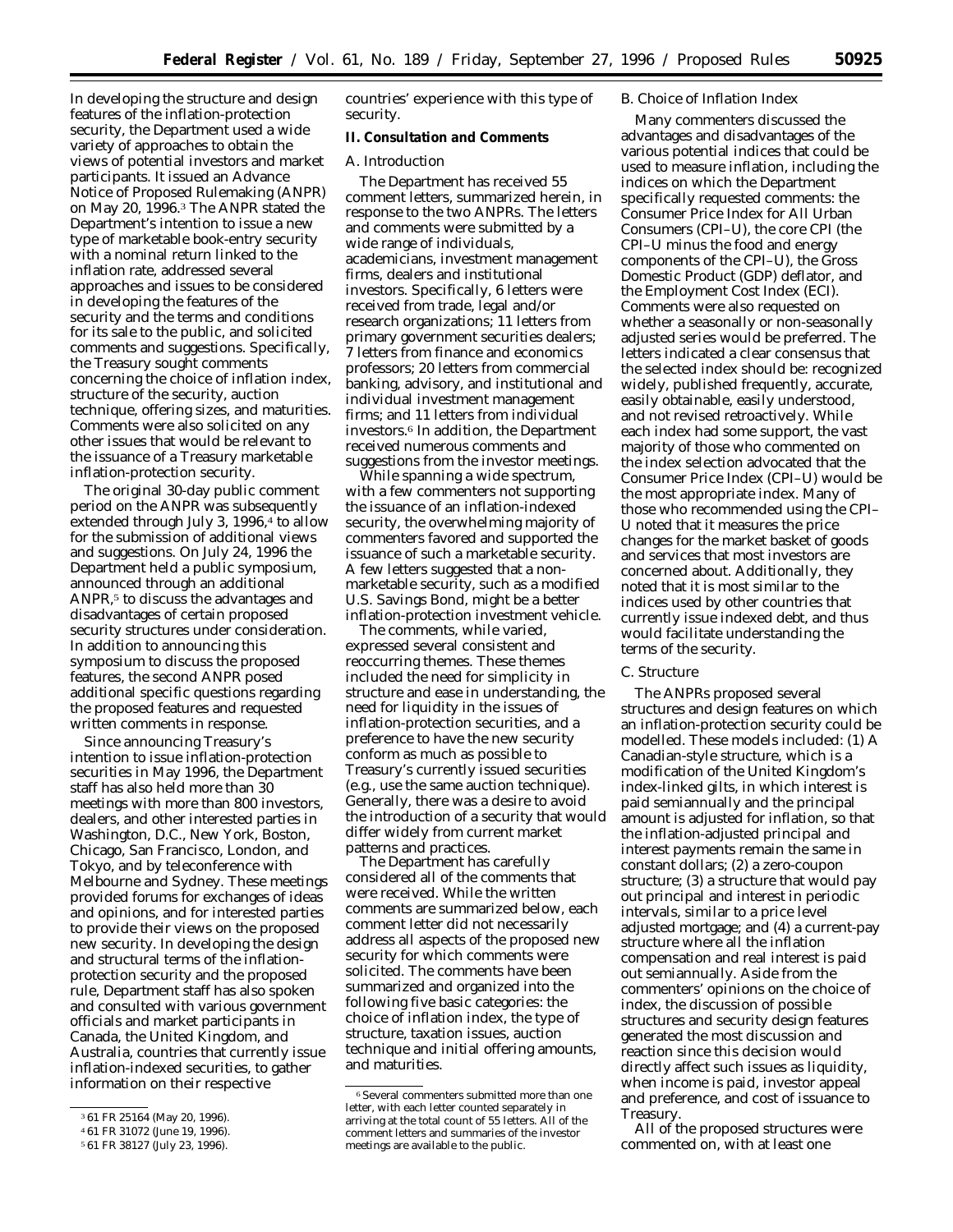In developing the structure and design features of the inflation-protection security, the Department used a wide variety of approaches to obtain the views of potential investors and market participants. It issued an Advance Notice of Proposed Rulemaking (ANPR) on May 20, 1996.[3] The ANPR stated the Department's intention to issue a new type of marketable book-entry security with a nominal return linked to the inflation rate, addressed several approaches and issues to be considered in developing the features of the security and the terms and conditions for its sale to the public, and solicited comments and suggestions. Specifically, the Treasury sought comments concerning the choice of inflation index, structure of the security, auction technique, offering sizes, and maturities. Comments were also solicited on any other issues that would be relevant to the issuance of a Treasury marketable inflation-protection security.

The original 30-day public comment period on the ANPR was subsequently extended through July 3, 1996,[4] to allow for the submission of additional views and suggestions. On July 24, 1996 the Department held a public symposium, announced through an additional ANPR,[5] to discuss the advantages and disadvantages of certain proposed security structures under consideration. In addition to announcing this symposium to discuss the proposed features, the second ANPR posed additional specific questions regarding the proposed features and requested written comments in response.

Since announcing Treasury's intention to issue inflation-protection securities in May 1996, the Department staff has also held more than 30 meetings with more than 800 investors, dealers, and other interested parties in Washington, D.C., New York, Boston, Chicago, San Francisco, London, and Tokyo, and by teleconference with Melbourne and Sydney. These meetings provided forums for exchanges of ideas and opinions, and for interested parties to provide their views on the proposed new security. In developing the design and structural terms of the inflation-protection security and the proposed rule, Department staff has also spoken and consulted with various government officials and market participants in Canada, the United Kingdom, and Australia, countries that currently issue inflation-indexed securities, to gather information on their respective countries' experience with this type of security.

## II. Consultation and Comments

### A. Introduction

The Department has received 55 comment letters, summarized herein, in response to the two ANPRs. The letters and comments were submitted by a wide range of individuals, academicians, investment management firms, dealers and institutional investors. Specifically, 6 letters were received from trade, legal and/or research organizations; 11 letters from primary government securities dealers; 7 letters from finance and economics professors; 20 letters from commercial banking, advisory, and institutional and individual investment management firms; and 11 letters from individual investors.[6] In addition, the Department received numerous comments and suggestions from the investor meetings.

While spanning a wide spectrum, with a few commenters not supporting the issuance of an inflation-indexed security, the overwhelming majority of commenters favored and supported the issuance of such a marketable security. A few letters suggested that a non-marketable security, such as a modified U.S. Savings Bond, might be a better inflation-protection investment vehicle.

The comments, while varied, expressed several consistent and reoccurring themes. These themes included the need for simplicity in structure and ease in understanding, the need for liquidity in the issues of inflation-protection securities, and a preference to have the new security conform as much as possible to Treasury's currently issued securities (e.g., use the same auction technique). Generally, there was a desire to avoid the introduction of a security that would differ widely from current market patterns and practices.

The Department has carefully considered all of the comments that were received. While the written comments are summarized below, each comment letter did not necessarily address all aspects of the proposed new security for which comments were solicited. The comments have been summarized and organized into the following five basic categories: the choice of inflation index, the type of structure, taxation issues, auction technique and initial offering amounts, and maturities.

### B. Choice of Inflation Index

Many commenters discussed the advantages and disadvantages of the various potential indices that could be used to measure inflation, including the indices on which the Department specifically requested comments: the Consumer Price Index for All Urban Consumers (CPI–U), the core CPI (the CPI–U minus the food and energy components of the CPI–U), the Gross Domestic Product (GDP) deflator, and the Employment Cost Index (ECI). Comments were also requested on whether a seasonally or non-seasonally adjusted series would be preferred. The letters indicated a clear consensus that the selected index should be: recognized widely, published frequently, accurate, easily obtainable, easily understood, and not revised retroactively. While each index had some support, the vast majority of those who commented on the index selection advocated that the Consumer Price Index (CPI–U) would be the most appropriate index. Many of those who recommended using the CPI–U noted that it measures the price changes for the market basket of goods and services that most investors are concerned about. Additionally, they noted that it is most similar to the indices used by other countries that currently issue indexed debt, and thus would facilitate understanding the terms of the security.

### C. Structure

The ANPRs proposed several structures and design features on which an inflation-protection security could be modelled. These models included: (1) A Canadian-style structure, which is a modification of the United Kingdom's index-linked gilts, in which interest is paid semiannually and the principal amount is adjusted for inflation, so that the inflation-adjusted principal and interest payments remain the same in constant dollars; (2) a zero-coupon structure; (3) a structure that would pay out principal and interest in periodic intervals, similar to a price level adjusted mortgage; and (4) a current-pay structure where all the inflation compensation and real interest is paid out semiannually. Aside from the commenters' opinions on the choice of index, the discussion of possible structures and security design features generated the most discussion and reaction since this decision would directly affect such issues as liquidity, when income is paid, investor appeal and preference, and cost of issuance to Treasury.

All of the proposed structures were commented on, with at least one

---

[3] 61 FR 25164 (May 20, 1996).

[4] 61 FR 31072 (June 19, 1996).

[5] 61 FR 38127 (July 23, 1996).

[6] Several commenters submitted more than one letter, with each letter counted separately in arriving at the total count of 55 letters. All of the comment letters and summaries of the investor meetings are available to the public.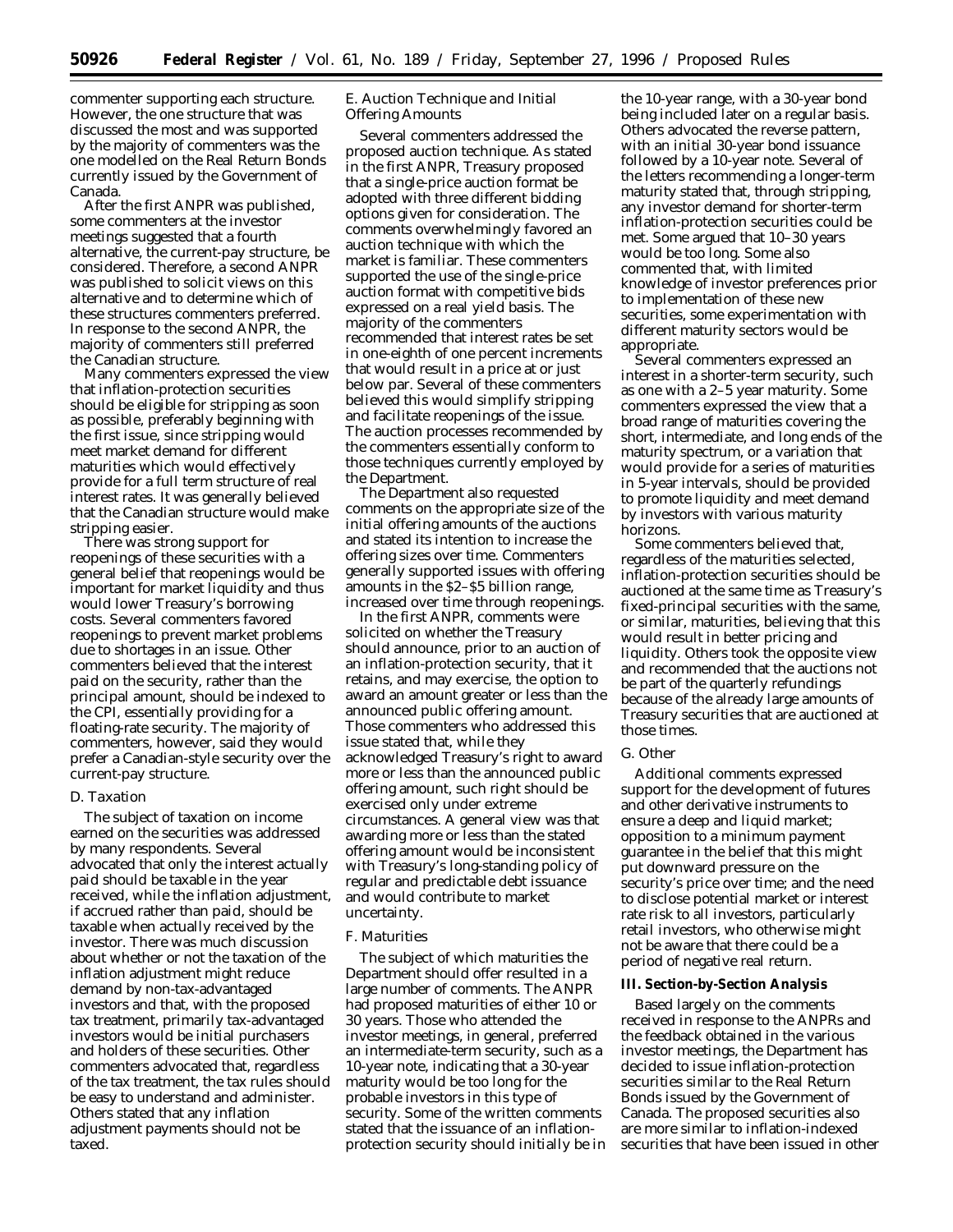commenter supporting each structure. However, the one structure that was discussed the most and was supported by the majority of commenters was the one modelled on the Real Return Bonds currently issued by the Government of Canada.

After the first ANPR was published, some commenters at the investor meetings suggested that a fourth alternative, the current-pay structure, be considered. Therefore, a second ANPR was published to solicit views on this alternative and to determine which of these structures commenters preferred. In response to the second ANPR, the majority of commenters still preferred the Canadian structure.

Many commenters expressed the view that inflation-protection securities should be eligible for stripping as soon as possible, preferably beginning with the first issue, since stripping would meet market demand for different maturities which would effectively provide for a full term structure of real interest rates. It was generally believed that the Canadian structure would make stripping easier.

There was strong support for reopenings of these securities with a general belief that reopenings would be important for market liquidity and thus would lower Treasury's borrowing costs. Several commenters favored reopenings to prevent market problems due to shortages in an issue. Other commenters believed that the interest paid on the security, rather than the principal amount, should be indexed to the CPI, essentially providing for a floating-rate security. The majority of commenters, however, said they would prefer a Canadian-style security over the current-pay structure.

## D. Taxation

The subject of taxation on income earned on the securities was addressed by many respondents. Several advocated that only the interest actually paid should be taxable in the year received, while the inflation adjustment, if accrued rather than paid, should be taxable when actually received by the investor. There was much discussion about whether or not the taxation of the inflation adjustment might reduce demand by non-tax-advantaged investors and that, with the proposed tax treatment, primarily tax-advantaged investors would be initial purchasers and holders of these securities. Other commenters advocated that, regardless of the tax treatment, the tax rules should be easy to understand and administer. Others stated that any inflation adjustment payments should not be taxed.

## E. Auction Technique and Initial Offering Amounts

Several commenters addressed the proposed auction technique. As stated in the first ANPR, Treasury proposed that a single-price auction format be adopted with three different bidding options given for consideration. The comments overwhelmingly favored an auction technique with which the market is familiar. These commenters supported the use of the single-price auction format with competitive bids expressed on a real yield basis. The majority of the commenters recommended that interest rates be set in one-eighth of one percent increments that would result in a price at or just below par. Several of these commenters believed this would simplify stripping and facilitate reopenings of the issue. The auction processes recommended by the commenters essentially conform to those techniques currently employed by the Department.

The Department also requested comments on the appropriate size of the initial offering amounts of the auctions and stated its intention to increase the offering sizes over time. Commenters generally supported issues with offering amounts in the $2–$5 billion range, increased over time through reopenings.

In the first ANPR, comments were solicited on whether the Treasury should announce, prior to an auction of an inflation-protection security, that it retains, and may exercise, the option to award an amount greater or less than the announced public offering amount. Those commenters who addressed this issue stated that, while they acknowledged Treasury's right to award more or less than the announced public offering amount, such right should be exercised only under extreme circumstances. A general view was that awarding more or less than the stated offering amount would be inconsistent with Treasury's long-standing policy of regular and predictable debt issuance and would contribute to market uncertainty.

## F. Maturities

The subject of which maturities the Department should offer resulted in a large number of comments. The ANPR had proposed maturities of either 10 or 30 years. Those who attended the investor meetings, in general, preferred an intermediate-term security, such as a 10-year note, indicating that a 30-year maturity would be too long for the probable investors in this type of security. Some of the written comments stated that the issuance of an inflation-protection security should initially be in the 10-year range, with a 30-year bond being included later on a regular basis. Others advocated the reverse pattern, with an initial 30-year bond issuance followed by a 10-year note. Several of the letters recommending a longer-term maturity stated that, through stripping, any investor demand for shorter-term inflation-protection securities could be met. Some argued that 10–30 years would be too long. Some also commented that, with limited knowledge of investor preferences prior to implementation of these new securities, some experimentation with different maturity sectors would be appropriate.

Several commenters expressed an interest in a shorter-term security, such as one with a 2–5 year maturity. Some commenters expressed the view that a broad range of maturities covering the short, intermediate, and long ends of the maturity spectrum, or a variation that would provide for a series of maturities in 5-year intervals, should be provided to promote liquidity and meet demand by investors with various maturity horizons.

Some commenters believed that, regardless of the maturities selected, inflation-protection securities should be auctioned at the same time as Treasury's fixed-principal securities with the same, or similar, maturities, believing that this would result in better pricing and liquidity. Others took the opposite view and recommended that the auctions not be part of the quarterly refundings because of the already large amounts of Treasury securities that are auctioned at those times.

## G. Other

Additional comments expressed support for the development of futures and other derivative instruments to ensure a deep and liquid market; opposition to a minimum payment guarantee in the belief that this might put downward pressure on the security's price over time; and the need to disclose potential market or interest rate risk to all investors, particularly retail investors, who otherwise might not be aware that there could be a period of negative real return.

# III. Section-by-Section Analysis

Based largely on the comments received in response to the ANPRs and the feedback obtained in the various investor meetings, the Department has decided to issue inflation-protection securities similar to the Real Return Bonds issued by the Government of Canada. The proposed securities also are more similar to inflation-indexed securities that have been issued in other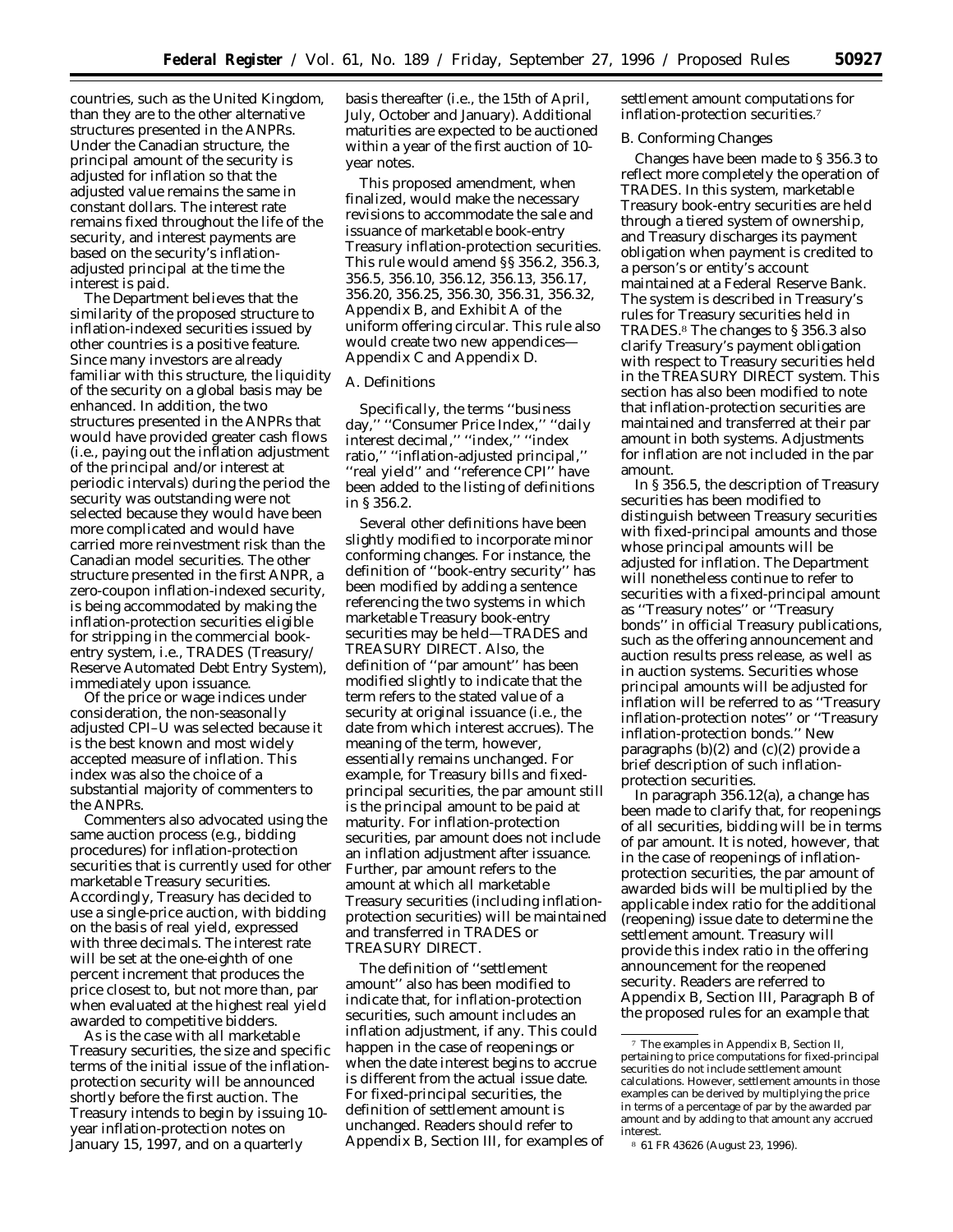countries, such as the United Kingdom, than they are to the other alternative structures presented in the ANPRs. Under the Canadian structure, the principal amount of the security is adjusted for inflation so that the adjusted value remains the same in constant dollars. The interest rate remains fixed throughout the life of the security, and interest payments are based on the security's inflation-adjusted principal at the time the interest is paid.

The Department believes that the similarity of the proposed structure to inflation-indexed securities issued by other countries is a positive feature. Since many investors are already familiar with this structure, the liquidity of the security on a global basis may be enhanced. In addition, the two structures presented in the ANPRs that would have provided greater cash flows (i.e., paying out the inflation adjustment of the principal and/or interest at periodic intervals) during the period the security was outstanding were not selected because they would have been more complicated and would have carried more reinvestment risk than the Canadian model securities. The other structure presented in the first ANPR, a zero-coupon inflation-indexed security, is being accommodated by making the inflation-protection securities eligible for stripping in the commercial book-entry system, i.e., TRADES (Treasury/Reserve Automated Debt Entry System), immediately upon issuance.

Of the price or wage indices under consideration, the non-seasonally adjusted CPI–U was selected because it is the best known and most widely accepted measure of inflation. This index was also the choice of a substantial majority of commenters to the ANPRs.

Commenters also advocated using the same auction process (e.g., bidding procedures) for inflation-protection securities that is currently used for other marketable Treasury securities. Accordingly, Treasury has decided to use a single-price auction, with bidding on the basis of real yield, expressed with three decimals. The interest rate will be set at the one-eighth of one percent increment that produces the price closest to, but not more than, par when evaluated at the highest real yield awarded to competitive bidders.

As is the case with all marketable Treasury securities, the size and specific terms of the initial issue of the inflation-protection security will be announced shortly before the first auction. The Treasury intends to begin by issuing 10-year inflation-protection notes on January 15, 1997, and on a quarterly basis thereafter (i.e., the 15th of April, July, October and January). Additional maturities are expected to be auctioned within a year of the first auction of 10-year notes.

This proposed amendment, when finalized, would make the necessary revisions to accommodate the sale and issuance of marketable book-entry Treasury inflation-protection securities. This rule would amend §§ 356.2, 356.3, 356.5, 356.10, 356.12, 356.13, 356.17, 356.20, 356.25, 356.30, 356.31, 356.32, Appendix B, and Exhibit A of the uniform offering circular. This rule also would create two new appendices—Appendix C and Appendix D.

*A. Definitions*

Specifically, the terms ''business day,'' ''Consumer Price Index,'' ''daily interest decimal,'' ''index,'' ''index ratio,'' ''inflation-adjusted principal,'' ''real yield'' and ''reference CPI'' have been added to the listing of definitions in § 356.2.

Several other definitions have been slightly modified to incorporate minor conforming changes. For instance, the definition of ''book-entry security'' has been modified by adding a sentence referencing the two systems in which marketable Treasury book-entry securities may be held—TRADES and TREASURY DIRECT. Also, the definition of ''par amount'' has been modified slightly to indicate that the term refers to the stated value of a security at original issuance (i.e., the date from which interest accrues). The meaning of the term, however, essentially remains unchanged. For example, for Treasury bills and fixed-principal securities, the par amount still is the principal amount to be paid at maturity. For inflation-protection securities, par amount does not include an inflation adjustment after issuance. Further, par amount refers to the amount at which all marketable Treasury securities (including inflation-protection securities) will be maintained and transferred in TRADES or TREASURY DIRECT.

The definition of ''settlement amount'' also has been modified to indicate that, for inflation-protection securities, such amount includes an inflation adjustment, if any. This could happen in the case of reopenings or when the date interest begins to accrue is different from the actual issue date. For fixed-principal securities, the definition of settlement amount is unchanged. Readers should refer to Appendix B, Section III, for examples of settlement amount computations for inflation-protection securities.[7]

*B. Conforming Changes*

Changes have been made to § 356.3 to reflect more completely the operation of TRADES. In this system, marketable Treasury book-entry securities are held through a tiered system of ownership, and Treasury discharges its payment obligation when payment is credited to a person's or entity's account maintained at a Federal Reserve Bank. The system is described in Treasury's rules for Treasury securities held in TRADES.[8] The changes to § 356.3 also clarify Treasury's payment obligation with respect to Treasury securities held in the TREASURY DIRECT system. This section has also been modified to note that inflation-protection securities are maintained and transferred at their par amount in both systems. Adjustments for inflation are not included in the par amount.

In § 356.5, the description of Treasury securities has been modified to distinguish between Treasury securities with fixed-principal amounts and those whose principal amounts will be adjusted for inflation. The Department will nonetheless continue to refer to securities with a fixed-principal amount as ''Treasury notes'' or ''Treasury bonds'' in official Treasury publications, such as the offering announcement and auction results press release, as well as in auction systems. Securities whose principal amounts will be adjusted for inflation will be referred to as ''Treasury inflation-protection notes'' or ''Treasury inflation-protection bonds.'' New paragraphs (b)(2) and (c)(2) provide a brief description of such inflation-protection securities.

In paragraph 356.12(a), a change has been made to clarify that, for reopenings of all securities, bidding will be in terms of par amount. It is noted, however, that in the case of reopenings of inflation-protection securities, the par amount of awarded bids will be multiplied by the applicable index ratio for the additional (reopening) issue date to determine the settlement amount. Treasury will provide this index ratio in the offering announcement for the reopened security. Readers are referred to Appendix B, Section III, Paragraph B of the proposed rules for an example that

---

[7] The examples in Appendix B, Section II, pertaining to price computations for fixed-principal securities do not include settlement amount calculations. However, settlement amounts in those examples can be derived by multiplying the price in terms of a percentage of par by the awarded par amount and by adding to that amount any accrued interest.

[8] 61 FR 43626 (August 23, 1996).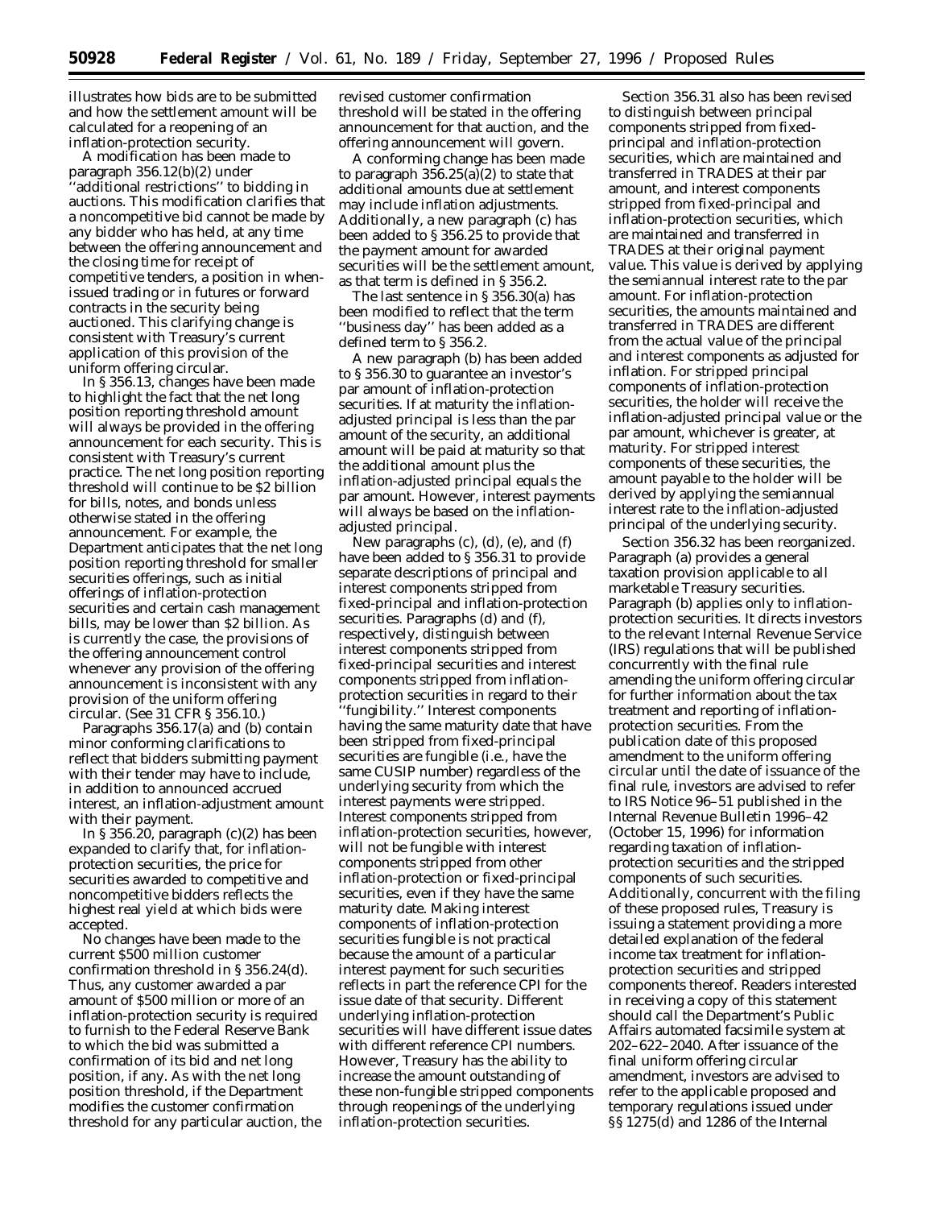illustrates how bids are to be submitted and how the settlement amount will be calculated for a reopening of an inflation-protection security.

A modification has been made to paragraph 356.12(b)(2) under ''additional restrictions'' to bidding in auctions. This modification clarifies that a noncompetitive bid cannot be made by any bidder who has held, at any time between the offering announcement and the closing time for receipt of competitive tenders, a position in when-issued trading or in futures or forward contracts in the security being auctioned. This clarifying change is consistent with Treasury's current application of this provision of the uniform offering circular.

In § 356.13, changes have been made to highlight the fact that the net long position reporting threshold amount will always be provided in the offering announcement for each security. This is consistent with Treasury's current practice. The net long position reporting threshold will continue to be $2 billion for bills, notes, and bonds unless otherwise stated in the offering announcement. For example, the Department anticipates that the net long position reporting threshold for smaller securities offerings, such as initial offerings of inflation-protection securities and certain cash management bills, may be lower than $2 billion. As is currently the case, the provisions of the offering announcement control whenever any provision of the offering announcement is inconsistent with any provision of the uniform offering circular. (See 31 CFR § 356.10.)

Paragraphs 356.17(a) and (b) contain minor conforming clarifications to reflect that bidders submitting payment with their tender may have to include, in addition to announced accrued interest, an inflation-adjustment amount with their payment.

In § 356.20, paragraph (c)(2) has been expanded to clarify that, for inflation-protection securities, the price for securities awarded to competitive and noncompetitive bidders reflects the highest real yield at which bids were accepted.

No changes have been made to the current $500 million customer confirmation threshold in § 356.24(d). Thus, any customer awarded a par amount of $500 million or more of an inflation-protection security is required to furnish to the Federal Reserve Bank to which the bid was submitted a confirmation of its bid and net long position, if any. As with the net long position threshold, if the Department modifies the customer confirmation threshold for any particular auction, the revised customer confirmation threshold will be stated in the offering announcement for that auction, and the offering announcement will govern.

A conforming change has been made to paragraph 356.25(a)(2) to state that additional amounts due at settlement may include inflation adjustments. Additionally, a new paragraph (c) has been added to § 356.25 to provide that the payment amount for awarded securities will be the settlement amount, as that term is defined in § 356.2.

The last sentence in § 356.30(a) has been modified to reflect that the term ''business day'' has been added as a defined term to § 356.2.

A new paragraph (b) has been added to § 356.30 to guarantee an investor's par amount of inflation-protection securities. If at maturity the inflation-adjusted principal is less than the par amount of the security, an additional amount will be paid at maturity so that the additional amount plus the inflation-adjusted principal equals the par amount. However, interest payments will always be based on the inflation-adjusted principal.

New paragraphs (c), (d), (e), and (f) have been added to § 356.31 to provide separate descriptions of principal and interest components stripped from fixed-principal and inflation-protection securities. Paragraphs (d) and (f), respectively, distinguish between interest components stripped from fixed-principal securities and interest components stripped from inflation-protection securities in regard to their ''fungibility.'' Interest components having the same maturity date that have been stripped from fixed-principal securities are fungible (i.e., have the same CUSIP number) regardless of the underlying security from which the interest payments were stripped. Interest components stripped from inflation-protection securities, however, will not be fungible with interest components stripped from other inflation-protection or fixed-principal securities, even if they have the same maturity date. Making interest components of inflation-protection securities fungible is not practical because the amount of a particular interest payment for such securities reflects in part the reference CPI for the issue date of that security. Different underlying inflation-protection securities will have different issue dates with different reference CPI numbers. However, Treasury has the ability to increase the amount outstanding of these non-fungible stripped components through reopenings of the underlying inflation-protection securities.

Section 356.31 also has been revised to distinguish between principal components stripped from fixed-principal and inflation-protection securities, which are maintained and transferred in TRADES at their par amount, and interest components stripped from fixed-principal and inflation-protection securities, which are maintained and transferred in TRADES at their original payment value. This value is derived by applying the semiannual interest rate to the par amount. For inflation-protection securities, the amounts maintained and transferred in TRADES are different from the actual value of the principal and interest components as adjusted for inflation. For stripped principal components of inflation-protection securities, the holder will receive the inflation-adjusted principal value or the par amount, whichever is greater, at maturity. For stripped interest components of these securities, the amount payable to the holder will be derived by applying the semiannual interest rate to the inflation-adjusted principal of the underlying security.

Section 356.32 has been reorganized. Paragraph (a) provides a general taxation provision applicable to all marketable Treasury securities. Paragraph (b) applies only to inflation-protection securities. It directs investors to the relevant Internal Revenue Service (IRS) regulations that will be published concurrently with the final rule amending the uniform offering circular for further information about the tax treatment and reporting of inflation-protection securities. From the publication date of this proposed amendment to the uniform offering circular until the date of issuance of the final rule, investors are advised to refer to IRS Notice 96–51 published in the Internal Revenue Bulletin 1996–42 (October 15, 1996) for information regarding taxation of inflation-protection securities and the stripped components of such securities. Additionally, concurrent with the filing of these proposed rules, Treasury is issuing a statement providing a more detailed explanation of the federal income tax treatment for inflation-protection securities and stripped components thereof. Readers interested in receiving a copy of this statement should call the Department's Public Affairs automated facsimile system at 202–622–2040. After issuance of the final uniform offering circular amendment, investors are advised to refer to the applicable proposed and temporary regulations issued under §§ 1275(d) and 1286 of the Internal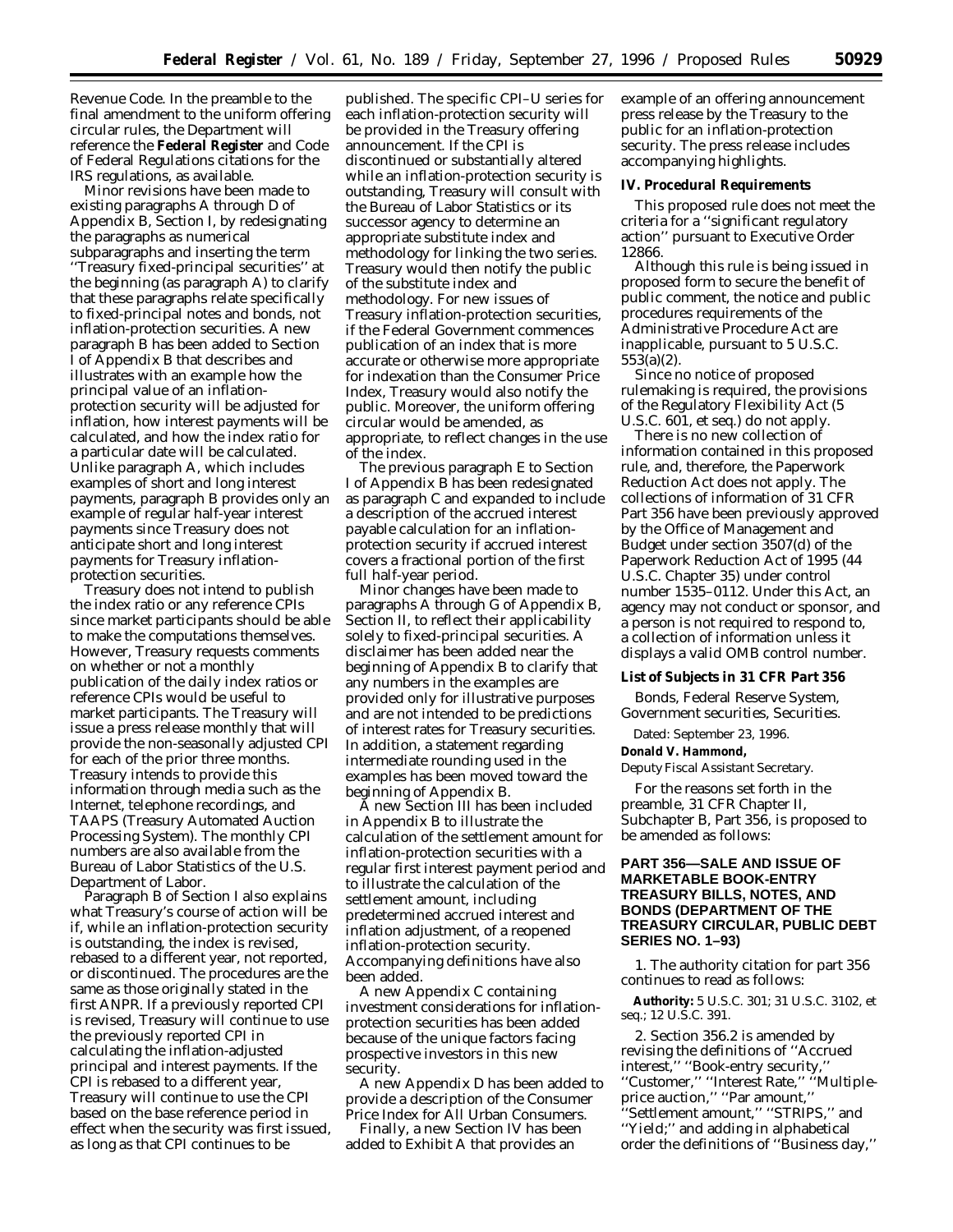Revenue Code. In the preamble to the final amendment to the uniform offering circular rules, the Department will reference the **Federal Register** and Code of Federal Regulations citations for the IRS regulations, as available.

Minor revisions have been made to existing paragraphs A through D of Appendix B, Section I, by redesignating the paragraphs as numerical subparagraphs and inserting the term ''Treasury fixed-principal securities'' at the beginning (as paragraph A) to clarify that these paragraphs relate specifically to fixed-principal notes and bonds, not inflation-protection securities. A new paragraph B has been added to Section I of Appendix B that describes and illustrates with an example how the principal value of an inflation-protection security will be adjusted for inflation, how interest payments will be calculated, and how the index ratio for a particular date will be calculated. Unlike paragraph A, which includes examples of short and long interest payments, paragraph B provides only an example of regular half-year interest payments since Treasury does not anticipate short and long interest payments for Treasury inflation-protection securities.

Treasury does not intend to publish the index ratio or any reference CPIs since market participants should be able to make the computations themselves. However, Treasury requests comments on whether or not a monthly publication of the daily index ratios or reference CPIs would be useful to market participants. The Treasury will issue a press release monthly that will provide the non-seasonally adjusted CPI for each of the prior three months. Treasury intends to provide this information through media such as the Internet, telephone recordings, and TAAPS (Treasury Automated Auction Processing System). The monthly CPI numbers are also available from the Bureau of Labor Statistics of the U.S. Department of Labor.

Paragraph B of Section I also explains what Treasury's course of action will be if, while an inflation-protection security is outstanding, the index is revised, rebased to a different year, not reported, or discontinued. The procedures are the same as those originally stated in the first ANPR. If a previously reported CPI is revised, Treasury will continue to use the previously reported CPI in calculating the inflation-adjusted principal and interest payments. If the CPI is rebased to a different year, Treasury will continue to use the CPI based on the base reference period in effect when the security was first issued, as long as that CPI continues to be published. The specific CPI–U series for each inflation-protection security will be provided in the Treasury offering announcement. If the CPI is discontinued or substantially altered while an inflation-protection security is outstanding, Treasury will consult with the Bureau of Labor Statistics or its successor agency to determine an appropriate substitute index and methodology for linking the two series. Treasury would then notify the public of the substitute index and methodology. For new issues of Treasury inflation-protection securities, if the Federal Government commences publication of an index that is more accurate or otherwise more appropriate for indexation than the Consumer Price Index, Treasury would also notify the public. Moreover, the uniform offering circular would be amended, as appropriate, to reflect changes in the use of the index.

The previous paragraph E to Section I of Appendix B has been redesignated as paragraph C and expanded to include a description of the accrued interest payable calculation for an inflation-protection security if accrued interest covers a fractional portion of the first full half-year period.

Minor changes have been made to paragraphs A through G of Appendix B, Section II, to reflect their applicability solely to fixed-principal securities. A disclaimer has been added near the beginning of Appendix B to clarify that any numbers in the examples are provided only for illustrative purposes and are not intended to be predictions of interest rates for Treasury securities. In addition, a statement regarding intermediate rounding used in the examples has been moved toward the beginning of Appendix B.

A new Section III has been included in Appendix B to illustrate the calculation of the settlement amount for inflation-protection securities with a regular first interest payment period and to illustrate the calculation of the settlement amount, including predetermined accrued interest and inflation adjustment, of a reopened inflation-protection security. Accompanying definitions have also been added.

A new Appendix C containing investment considerations for inflation-protection securities has been added because of the unique factors facing prospective investors in this new security.

A new Appendix D has been added to provide a description of the Consumer Price Index for All Urban Consumers.

Finally, a new Section IV has been added to Exhibit A that provides an example of an offering announcement press release by the Treasury to the public for an inflation-protection security. The press release includes accompanying highlights.

**IV. Procedural Requirements**

This proposed rule does not meet the criteria for a ''significant regulatory action'' pursuant to Executive Order 12866.

Although this rule is being issued in proposed form to secure the benefit of public comment, the notice and public procedures requirements of the Administrative Procedure Act are inapplicable, pursuant to 5 U.S.C. 553(a)(2).

Since no notice of proposed rulemaking is required, the provisions of the Regulatory Flexibility Act (5 U.S.C. 601, et seq.) do not apply.

There is no new collection of information contained in this proposed rule, and, therefore, the Paperwork Reduction Act does not apply. The collections of information of 31 CFR Part 356 have been previously approved by the Office of Management and Budget under section 3507(d) of the Paperwork Reduction Act of 1995 (44 U.S.C. Chapter 35) under control number 1535–0112. Under this Act, an agency may not conduct or sponsor, and a person is not required to respond to, a collection of information unless it displays a valid OMB control number.

**List of Subjects in 31 CFR Part 356**

Bonds, Federal Reserve System, Government securities, Securities.

Dated: September 23, 1996.

**Donald V. Hammond,**

*Deputy Fiscal Assistant Secretary.*

For the reasons set forth in the preamble, 31 CFR Chapter II, Subchapter B, Part 356, is proposed to be amended as follows:

## PART 356—SALE AND ISSUE OF MARKETABLE BOOK-ENTRY TREASURY BILLS, NOTES, AND BONDS (DEPARTMENT OF THE TREASURY CIRCULAR, PUBLIC DEBT SERIES NO. 1–93)

1. The authority citation for part 356 continues to read as follows:

**Authority:** 5 U.S.C. 301; 31 U.S.C. 3102, et seq.; 12 U.S.C. 391.

2. Section 356.2 is amended by revising the definitions of ''Accrued interest,'' ''Book-entry security,'' ''Customer,'' ''Interest Rate,'' ''Multiple-price auction,'' ''Par amount,'' ''Settlement amount,'' ''STRIPS,'' and ''Yield;'' and adding in alphabetical order the definitions of ''Business day,''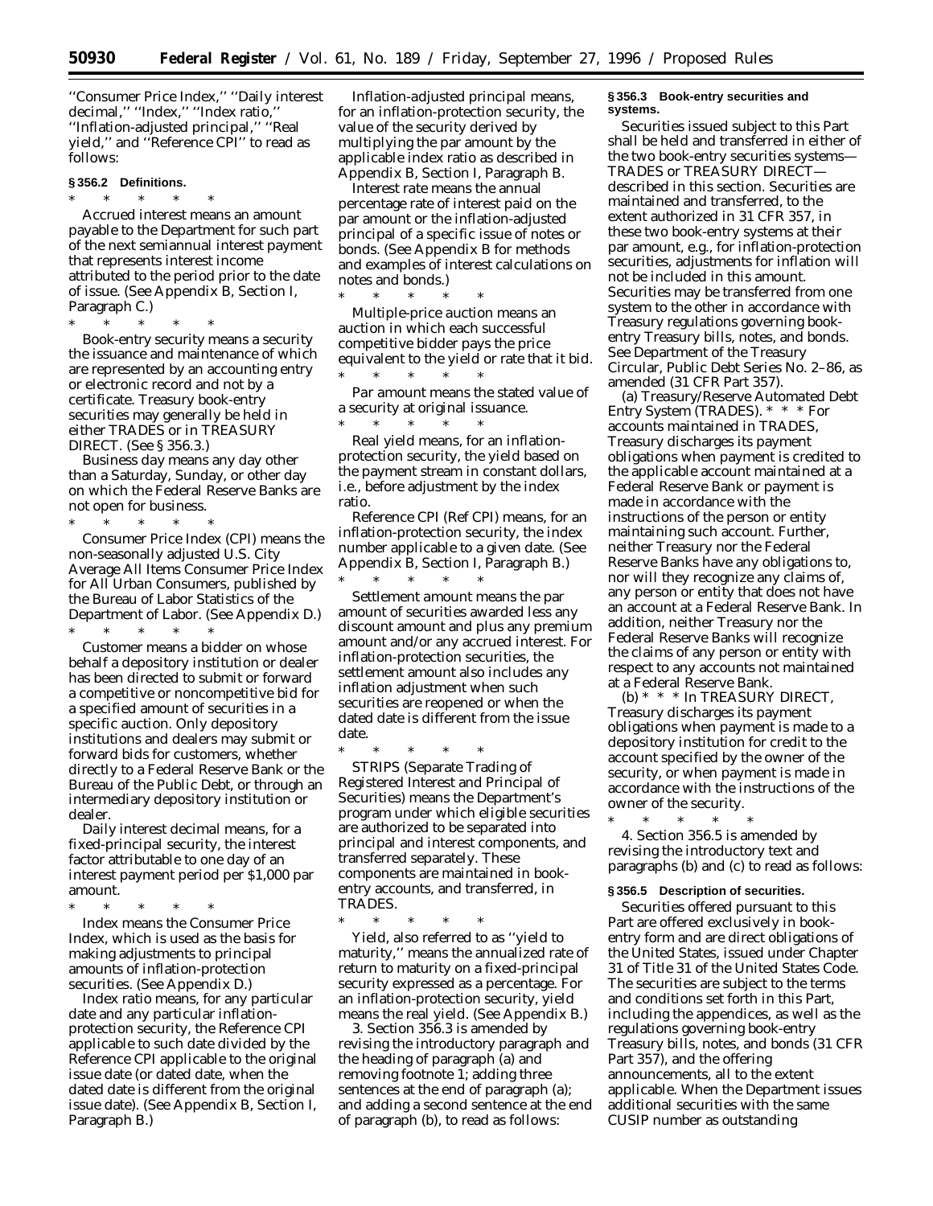''Consumer Price Index,'' ''Daily interest decimal,'' ''Index,'' ''Index ratio,'' ''Inflation-adjusted principal,'' ''Real yield,'' and ''Reference CPI'' to read as follows:

**§ 356.2 Definitions.**

\* \* \* \* \*

*Accrued interest* means an amount payable to the Department for such part of the next semiannual interest payment that represents interest income attributed to the period prior to the date of issue. (See Appendix B, Section I, Paragraph C.)

\* \* \* \* \*

*Book-entry security* means a security the issuance and maintenance of which are represented by an accounting entry or electronic record and not by a certificate. Treasury book-entry securities may generally be held in either TRADES or in TREASURY DIRECT. (See § 356.3.)

*Business day* means any day other than a Saturday, Sunday, or other day on which the Federal Reserve Banks are not open for business.

\* \* \* \* \*

*Consumer Price Index (CPI)* means the non-seasonally adjusted U.S. City Average All Items Consumer Price Index for All Urban Consumers, published by the Bureau of Labor Statistics of the Department of Labor. (See Appendix D.)

\* \* \* \* \*

*Customer* means a bidder on whose behalf a depository institution or dealer has been directed to submit or forward a competitive or noncompetitive bid for a specified amount of securities in a specific auction. Only depository institutions and dealers may submit or forward bids for customers, whether directly to a Federal Reserve Bank or the Bureau of the Public Debt, or through an intermediary depository institution or dealer.

*Daily interest decimal* means, for a fixed-principal security, the interest factor attributable to one day of an interest payment period per $1,000 par amount.

\* \* \* \* \*

*Index* means the Consumer Price Index, which is used as the basis for making adjustments to principal amounts of inflation-protection securities. (See Appendix D.)

*Index ratio* means, for any particular date and any particular inflation-protection security, the Reference CPI applicable to such date divided by the Reference CPI applicable to the original issue date (or dated date, when the dated date is different from the original issue date). (See Appendix B, Section I, Paragraph B.)

*Inflation-adjusted principal* means, for an inflation-protection security, the value of the security derived by multiplying the par amount by the applicable index ratio as described in Appendix B, Section I, Paragraph B.

*Interest rate* means the annual percentage rate of interest paid on the par amount or the inflation-adjusted principal of a specific issue of notes or bonds. (See Appendix B for methods and examples of interest calculations on notes and bonds.)

\* \* \* \* \*

*Multiple-price auction* means an auction in which each successful competitive bidder pays the price equivalent to the yield or rate that it bid.

\* \* \* \* \*

*Par amount* means the stated value of a security at original issuance.

\* \* \* \* \*

*Real yield* means, for an inflation-protection security, the yield based on the payment stream in constant dollars, i.e., before adjustment by the index ratio.

*Reference CPI (Ref CPI)* means, for an inflation-protection security, the index number applicable to a given date. (See Appendix B, Section I, Paragraph B.)

\* \* \* \* \*

*Settlement amount* means the par amount of securities awarded less any discount amount and plus any premium amount and/or any accrued interest. For inflation-protection securities, the settlement amount also includes any inflation adjustment when such securities are reopened or when the dated date is different from the issue date.

\* \* \* \* \*

*STRIPS* (Separate Trading of Registered Interest and Principal of Securities) means the Department's program under which eligible securities are authorized to be separated into principal and interest components, and transferred separately. These components are maintained in book-entry accounts, and transferred, in TRADES.

\* \* \* \* \*

*Yield*, also referred to as ''yield to maturity,'' means the annualized rate of return to maturity on a fixed-principal security expressed as a percentage. For an inflation-protection security, yield means the real yield. (See Appendix B.)

3. Section 356.3 is amended by revising the introductory paragraph and the heading of paragraph (a) and removing footnote 1; adding three sentences at the end of paragraph (a); and adding a second sentence at the end of paragraph (b), to read as follows:

**§ 356.3 Book-entry securities and systems.**

Securities issued subject to this Part shall be held and transferred in either of the two book-entry securities systems—TRADES or TREASURY DIRECT—described in this section. Securities are maintained and transferred, to the extent authorized in 31 CFR 357, in these two book-entry systems at their par amount, e.g., for inflation-protection securities, adjustments for inflation will not be included in this amount. Securities may be transferred from one system to the other in accordance with Treasury regulations governing book-entry Treasury bills, notes, and bonds. See Department of the Treasury Circular, Public Debt Series No. 2–86, as amended (31 CFR Part 357).

(a) *Treasury/Reserve Automated Debt Entry System (TRADES).* \* \* \* For accounts maintained in TRADES, Treasury discharges its payment obligations when payment is credited to the applicable account maintained at a Federal Reserve Bank or payment is made in accordance with the instructions of the person or entity maintaining such account. Further, neither Treasury nor the Federal Reserve Banks have any obligations to, nor will they recognize any claims of, any person or entity that does not have an account at a Federal Reserve Bank. In addition, neither Treasury nor the Federal Reserve Banks will recognize the claims of any person or entity with respect to any accounts not maintained at a Federal Reserve Bank.

(b) \* \* \* In TREASURY DIRECT, Treasury discharges its payment obligations when payment is made to a depository institution for credit to the account specified by the owner of the security, or when payment is made in accordance with the instructions of the owner of the security.

\* \* \* \* \*

4. Section 356.5 is amended by revising the introductory text and paragraphs (b) and (c) to read as follows:

**§ 356.5 Description of securities.**

Securities offered pursuant to this Part are offered exclusively in book-entry form and are direct obligations of the United States, issued under Chapter 31 of Title 31 of the United States Code. The securities are subject to the terms and conditions set forth in this Part, including the appendices, as well as the regulations governing book-entry Treasury bills, notes, and bonds (31 CFR Part 357), and the offering announcements, all to the extent applicable. When the Department issues additional securities with the same CUSIP number as outstanding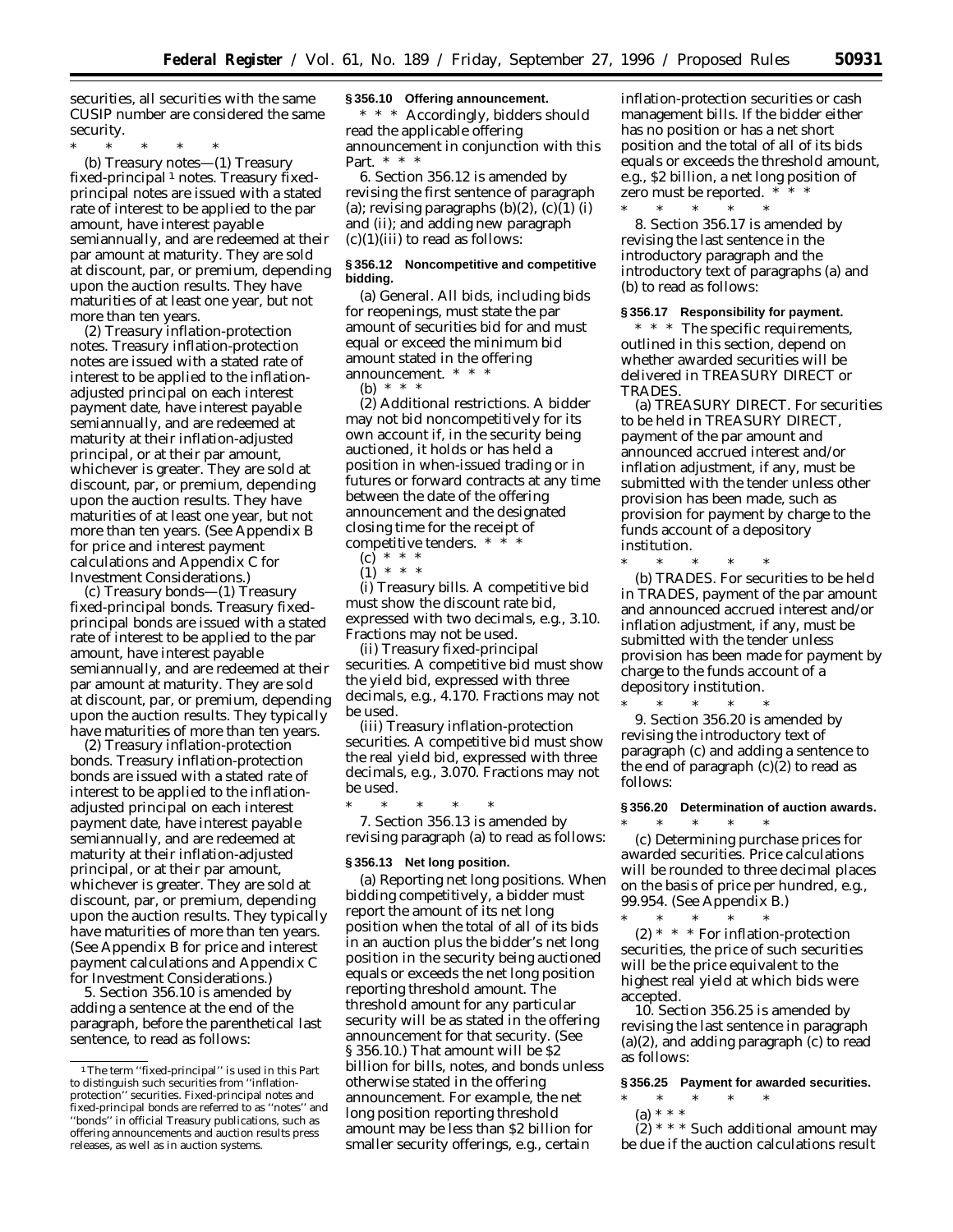securities, all securities with the same CUSIP number are considered the same security.

\* \* \* \* \*

(b) *Treasury notes*—(1) *Treasury fixed-principal*[1] *notes.* Treasury fixed-principal notes are issued with a stated rate of interest to be applied to the par amount, have interest payable semiannually, and are redeemed at their par amount at maturity. They are sold at discount, par, or premium, depending upon the auction results. They have maturities of at least one year, but not more than ten years.

(2) *Treasury inflation-protection notes.* Treasury inflation-protection notes are issued with a stated rate of interest to be applied to the inflation-adjusted principal on each interest payment date, have interest payable semiannually, and are redeemed at maturity at their inflation-adjusted principal, or at their par amount, whichever is greater. They are sold at discount, par, or premium, depending upon the auction results. They have maturities of at least one year, but not more than ten years. (See Appendix B for price and interest payment calculations and Appendix C for Investment Considerations.)

(c) *Treasury bonds*—(1) *Treasury fixed-principal bonds.* Treasury fixed-principal bonds are issued with a stated rate of interest to be applied to the par amount, have interest payable semiannually, and are redeemed at their par amount at maturity. They are sold at discount, par, or premium, depending upon the auction results. They typically have maturities of more than ten years.

(2) *Treasury inflation-protection bonds.* Treasury inflation-protection bonds are issued with a stated rate of interest to be applied to the inflation-adjusted principal on each interest payment date, have interest payable semiannually, and are redeemed at maturity at their inflation-adjusted principal, or at their par amount, whichever is greater. They are sold at discount, par, or premium, depending upon the auction results. They typically have maturities of more than ten years. (See Appendix B for price and interest payment calculations and Appendix C for Investment Considerations.)

5. Section 356.10 is amended by adding a sentence at the end of the paragraph, before the parenthetical last sentence, to read as follows:

[1] The term ''fixed-principal'' is used in this Part to distinguish such securities from ''inflation-protection'' securities. Fixed-principal notes and fixed-principal bonds are referred to as ''notes'' and ''bonds'' in official Treasury publications, such as offering announcements and auction results press releases, as well as in auction systems.

**§ 356.10 Offering announcement.**

\* \* \* Accordingly, bidders should read the applicable offering announcement in conjunction with this Part. \* \* \*

6. Section 356.12 is amended by revising the first sentence of paragraph (a); revising paragraphs (b)(2), (c)(1) (i) and (ii); and adding new paragraph (c)(1)(iii) to read as follows:

**§ 356.12 Noncompetitive and competitive bidding.**

(a) *General.* All bids, including bids for reopenings, must state the par amount of securities bid for and must equal or exceed the minimum bid amount stated in the offering announcement. \* \* \*

(b) \* \* \*

(2) *Additional restrictions.* A bidder may not bid noncompetitively for its own account if, in the security being auctioned, it holds or has held a position in when-issued trading or in futures or forward contracts at any time between the date of the offering announcement and the designated closing time for the receipt of competitive tenders. \* \* \*

(c) \* \* \*

(1) \* \* \*

(i) *Treasury bills.* A competitive bid must show the discount rate bid, expressed with two decimals, e.g., 3.10. Fractions may not be used.

(ii) *Treasury fixed-principal securities.* A competitive bid must show the yield bid, expressed with three decimals, e.g., 4.170. Fractions may not be used.

(iii) *Treasury inflation-protection securities.* A competitive bid must show the real yield bid, expressed with three decimals, e.g., 3.070. Fractions may not be used.

\* \* \* \* \*

7. Section 356.13 is amended by revising paragraph (a) to read as follows:

**§ 356.13 Net long position.**

(a) *Reporting net long positions.* When bidding competitively, a bidder must report the amount of its net long position when the total of all of its bids in an auction plus the bidder's net long position in the security being auctioned equals or exceeds the net long position reporting threshold amount. The threshold amount for any particular security will be as stated in the offering announcement for that security. (See § 356.10.) That amount will be $2 billion for bills, notes, and bonds unless otherwise stated in the offering announcement. For example, the net long position reporting threshold amount may be less than $2 billion for smaller security offerings, e.g., certain inflation-protection securities or cash management bills. If the bidder either has no position or has a net short position and the total of all of its bids equals or exceeds the threshold amount, e.g., $2 billion, a net long position of zero must be reported. \* \* \*

\* \* \* \* \*

8. Section 356.17 is amended by revising the last sentence in the introductory paragraph and the introductory text of paragraphs (a) and (b) to read as follows:

**§ 356.17 Responsibility for payment.**

\* \* \* The specific requirements, outlined in this section, depend on whether awarded securities will be delivered in TREASURY DIRECT or TRADES.

(a) *TREASURY DIRECT.* For securities to be held in TREASURY DIRECT, payment of the par amount and announced accrued interest and/or inflation adjustment, if any, must be submitted with the tender unless other provision has been made, such as provision for payment by charge to the funds account of a depository institution.

\* \* \* \* \*

(b) *TRADES.* For securities to be held in TRADES, payment of the par amount and announced accrued interest and/or inflation adjustment, if any, must be submitted with the tender unless provision has been made for payment by charge to the funds account of a depository institution.

\* \* \* \* \*

9. Section 356.20 is amended by revising the introductory text of paragraph (c) and adding a sentence to the end of paragraph (c)(2) to read as follows:

**§ 356.20 Determination of auction awards.**

\* \* \* \* \*

(c) *Determining purchase prices for awarded securities.* Price calculations will be rounded to three decimal places on the basis of price per hundred, e.g., 99.954. (See Appendix B.)

\* \* \* \* \*

(2) \* \* \* For inflation-protection securities, the price of such securities will be the price equivalent to the highest real yield at which bids were accepted.

10. Section 356.25 is amended by revising the last sentence in paragraph (a)(2), and adding paragraph (c) to read as follows:

**§ 356.25 Payment for awarded securities.**

\* \* \* \* \*

(a) \* \* \*

(2) \* \* \* Such additional amount may be due if the auction calculations result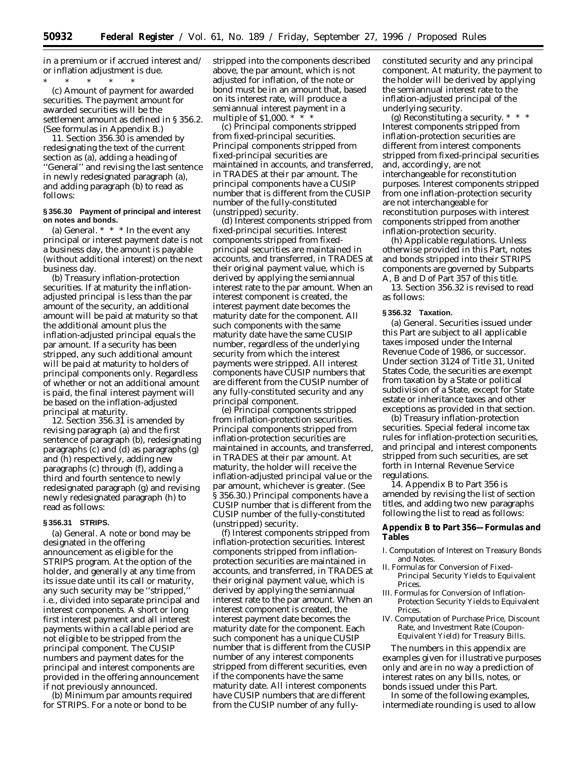in a premium or if accrued interest and/or inflation adjustment is due.

\* \* \* \* \*

(c) *Amount of payment for awarded securities.* The payment amount for awarded securities will be the settlement amount as defined in § 356.2. (See formulas in Appendix B.)

11. Section 356.30 is amended by redesignating the text of the current section as (a), adding a heading of ''General'' and revising the last sentence in newly redesignated paragraph (a), and adding paragraph (b) to read as follows:

**§ 356.30 Payment of principal and interest on notes and bonds.**

(a) *General.* \* \* \* In the event any principal or interest payment date is not a business day, the amount is payable (without additional interest) on the next business day.

(b) *Treasury inflation-protection securities.* If at maturity the inflation-adjusted principal is less than the par amount of the security, an additional amount will be paid at maturity so that the additional amount plus the inflation-adjusted principal equals the par amount. If a security has been stripped, any such additional amount will be paid at maturity to holders of principal components only. Regardless of whether or not an additional amount is paid, the final interest payment will be based on the inflation-adjusted principal at maturity.

12. Section 356.31 is amended by revising paragraph (a) and the first sentence of paragraph (b), redesignating paragraphs (c) and (d) as paragraphs (g) and (h) respectively, adding new paragraphs (c) through (f), adding a third and fourth sentence to newly redesignated paragraph (g) and revising newly redesignated paragraph (h) to read as follows:

**§ 356.31 STRIPS.**

(a) *General.* A note or bond may be designated in the offering announcement as eligible for the STRIPS program. At the option of the holder, and generally at any time from its issue date until its call or maturity, any such security may be ''stripped,'' i.e., divided into separate principal and interest components. A short or long first interest payment and all interest payments within a callable period are not eligible to be stripped from the principal component. The CUSIP numbers and payment dates for the principal and interest components are provided in the offering announcement if not previously announced.

(b) *Minimum par amounts required for STRIPS.* For a note or bond to be stripped into the components described above, the par amount, which is not adjusted for inflation, of the note or bond must be in an amount that, based on its interest rate, will produce a semiannual interest payment in a multiple of $1,000. \* \* \*

(c) *Principal components stripped from fixed-principal securities.* Principal components stripped from fixed-principal securities are maintained in accounts, and transferred, in TRADES at their par amount. The principal components have a CUSIP number that is different from the CUSIP number of the fully-constituted (unstripped) security.

(d) *Interest components stripped from fixed-principal securities.* Interest components stripped from fixed-principal securities are maintained in accounts, and transferred, in TRADES at their original payment value, which is derived by applying the semiannual interest rate to the par amount. When an interest component is created, the interest payment date becomes the maturity date for the component. All such components with the same maturity date have the same CUSIP number, regardless of the underlying security from which the interest payments were stripped. All interest components have CUSIP numbers that are different from the CUSIP number of any fully-constituted security and any principal component.

(e) *Principal components stripped from inflation-protection securities.* Principal components stripped from inflation-protection securities are maintained in accounts, and transferred, in TRADES at their par amount. At maturity, the holder will receive the inflation-adjusted principal value or the par amount, whichever is greater. (See § 356.30.) Principal components have a CUSIP number that is different from the CUSIP number of the fully-constituted (unstripped) security.

(f) *Interest components stripped from inflation-protection securities.* Interest components stripped from inflation-protection securities are maintained in accounts, and transferred, in TRADES at their original payment value, which is derived by applying the semiannual interest rate to the par amount. When an interest component is created, the interest payment date becomes the maturity date for the component. Each such component has a unique CUSIP number that is different from the CUSIP number of any interest components stripped from different securities, even if the components have the same maturity date. All interest components have CUSIP numbers that are different from the CUSIP number of any fully-constituted security and any principal component. At maturity, the payment to the holder will be derived by applying the semiannual interest rate to the inflation-adjusted principal of the underlying security.

(g) *Reconstituting a security.* \* \* \* Interest components stripped from inflation-protection securities are different from interest components stripped from fixed-principal securities and, accordingly, are not interchangeable for reconstitution purposes. Interest components stripped from one inflation-protection security are not interchangeable for reconstitution purposes with interest components stripped from another inflation-protection security.

(h) *Applicable regulations.* Unless otherwise provided in this Part, notes and bonds stripped into their STRIPS components are governed by Subparts A, B and D of Part 357 of this title.

13. Section 356.32 is revised to read as follows:

**§ 356.32 Taxation.**

(a) *General.* Securities issued under this Part are subject to all applicable taxes imposed under the Internal Revenue Code of 1986, or successor. Under section 3124 of Title 31, United States Code, the securities are exempt from taxation by a State or political subdivision of a State, except for State estate or inheritance taxes and other exceptions as provided in that section.

(b) *Treasury inflation-protection securities.* Special federal income tax rules for inflation-protection securities, and principal and interest components stripped from such securities, are set forth in Internal Revenue Service regulations.

14. Appendix B to Part 356 is amended by revising the list of section titles, and adding two new paragraphs following the list to read as follows:

**Appendix B to Part 356—Formulas and Tables**

I. Computation of Interest on Treasury Bonds and Notes.
II. Formulas for Conversion of Fixed-Principal Security Yields to Equivalent Prices.
III. Formulas for Conversion of Inflation-Protection Security Yields to Equivalent Prices.
IV. Computation of Purchase Price, Discount Rate, and Investment Rate (Coupon-Equivalent Yield) for Treasury Bills.

The numbers in this appendix are examples given for illustrative purposes only and are in no way a prediction of interest rates on any bills, notes, or bonds issued under this Part.

In some of the following examples, intermediate rounding is used to allow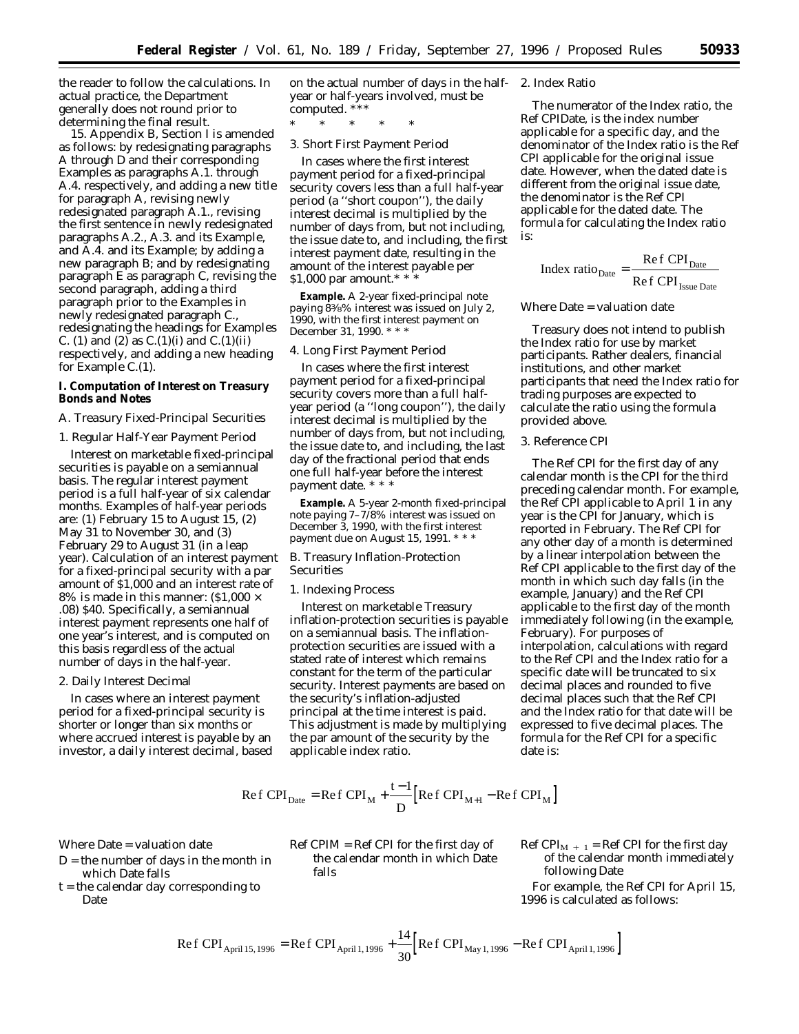the reader to follow the calculations. In actual practice, the Department generally does not round prior to determining the final result.

15. Appendix B, Section I is amended as follows: by redesignating paragraphs A through D and their corresponding Examples as paragraphs A.1. through A.4. respectively, and adding a new title for paragraph A, revising newly redesignated paragraph A.1., revising the first sentence in newly redesignated paragraphs A.2., A.3. and its Example, and A.4. and its Example; by adding a new paragraph B; and by redesignating paragraph E as paragraph C, revising the second paragraph, adding a third paragraph prior to the Examples in newly redesignated paragraph C., redesignating the headings for Examples C. (1) and (2) as C.(1)(i) and C.(1)(ii) respectively, and adding a new heading for Example C.(1).

## I. Computation of Interest on Treasury Bonds and Notes

### A. Treasury Fixed-Principal Securities

#### 1. Regular Half-Year Payment Period

Interest on marketable fixed-principal securities is payable on a semiannual basis. The regular interest payment period is a full half-year of six calendar months. Examples of half-year periods are: (1) February 15 to August 15, (2) May 31 to November 30, and (3) February 29 to August 31 (in a leap year). Calculation of an interest payment for a fixed-principal security with a par amount of $1,000 and an interest rate of 8% is made in this manner: ($1,000 × .08) $40. Specifically, a semiannual interest payment represents one half of one year's interest, and is computed on this basis regardless of the actual number of days in the half-year.

#### 2. Daily Interest Decimal

In cases where an interest payment period for a fixed-principal security is shorter or longer than six months or where accrued interest is payable by an investor, a daily interest decimal, based on the actual number of days in the half-year or half-years involved, must be computed. * * *

\* \* \* \* \*

#### 3. Short First Payment Period

In cases where the first interest payment period for a fixed-principal security covers less than a full half-year period (a ''short coupon''), the daily interest decimal is multiplied by the number of days from, but not including, the issue date to, and including, the first interest payment date, resulting in the amount of the interest payable per $1,000 par amount.* * *

*Example.* A 2-year fixed-principal note paying 8⅜% interest was issued on July 2, 1990, with the first interest payment on December 31, 1990. * * *

#### 4. Long First Payment Period

In cases where the first interest payment period for a fixed-principal security covers more than a full half-year period (a ''long coupon''), the daily interest decimal is multiplied by the number of days from, but not including, the issue date to, and including, the last day of the fractional period that ends one full half-year before the interest payment date. * * *

*Example.* A 5-year 2-month fixed-principal note paying 7–7/8% interest was issued on December 3, 1990, with the first interest payment due on August 15, 1991. * * *

### B. Treasury Inflation-Protection Securities

#### 1. Indexing Process

Interest on marketable Treasury inflation-protection securities is payable on a semiannual basis. The inflation-protection securities are issued with a stated rate of interest which remains constant for the term of the particular security. Interest payments are based on the security's inflation-adjusted principal at the time interest is paid. This adjustment is made by multiplying the par amount of the security by the applicable index ratio.

#### 2. Index Ratio

The numerator of the Index ratio, the Ref CPIDate, is the index number applicable for a specific day, and the denominator of the Index ratio is the Ref CPI applicable for the original issue date. However, when the dated date is different from the original issue date, the denominator is the Ref CPI applicable for the dated date. The formula for calculating the Index ratio is:

$$\text{Index ratio}_{\text{Date}} = \frac{\text{Ref CPI}_{\text{Date}}}{\text{Ref CPI}_{\text{Issue Date}}}$$

Where Date = valuation date

Treasury does not intend to publish the Index ratio for use by market participants. Rather dealers, financial institutions, and other market participants that need the Index ratio for trading purposes are expected to calculate the ratio using the formula provided above.

#### 3. Reference CPI

The Ref CPI for the first day of any calendar month is the CPI for the third preceding calendar month. For example, the Ref CPI applicable to April 1 in any year is the CPI for January, which is reported in February. The Ref CPI for any other day of a month is determined by a linear interpolation between the Ref CPI applicable to the first day of the month in which such day falls (in the example, January) and the Ref CPI applicable to the first day of the month immediately following (in the example, February). For purposes of interpolation, calculations with regard to the Ref CPI and the Index ratio for a specific date will be truncated to six decimal places and rounded to five decimal places such that the Ref CPI and the Index ratio for that date will be expressed to five decimal places. The formula for the Ref CPI for a specific date is:

$$\text{Ref CPI}_{\text{Date}} = \text{Ref CPI}_{M} + \frac{t-1}{D}\left[\text{Ref CPI}_{M+1} - \text{Ref CPI}_{M}\right]$$

Where Date = valuation date

D = the number of days in the month in which Date falls

t = the calendar day corresponding to Date

Ref CPIM = Ref CPI for the first day of the calendar month in which Date falls

$\text{Ref CPI}_{M+1}$ = Ref CPI for the first day of the calendar month immediately following Date

For example, the Ref CPI for April 15, 1996 is calculated as follows:

$$\text{Ref CPI}_{\text{April 15, 1996}} = \text{Ref CPI}_{\text{April 1, 1996}} + \frac{14}{30}\left[\text{Ref CPI}_{\text{May 1, 1996}} - \text{Ref CPI}_{\text{April 1, 1996}}\right]$$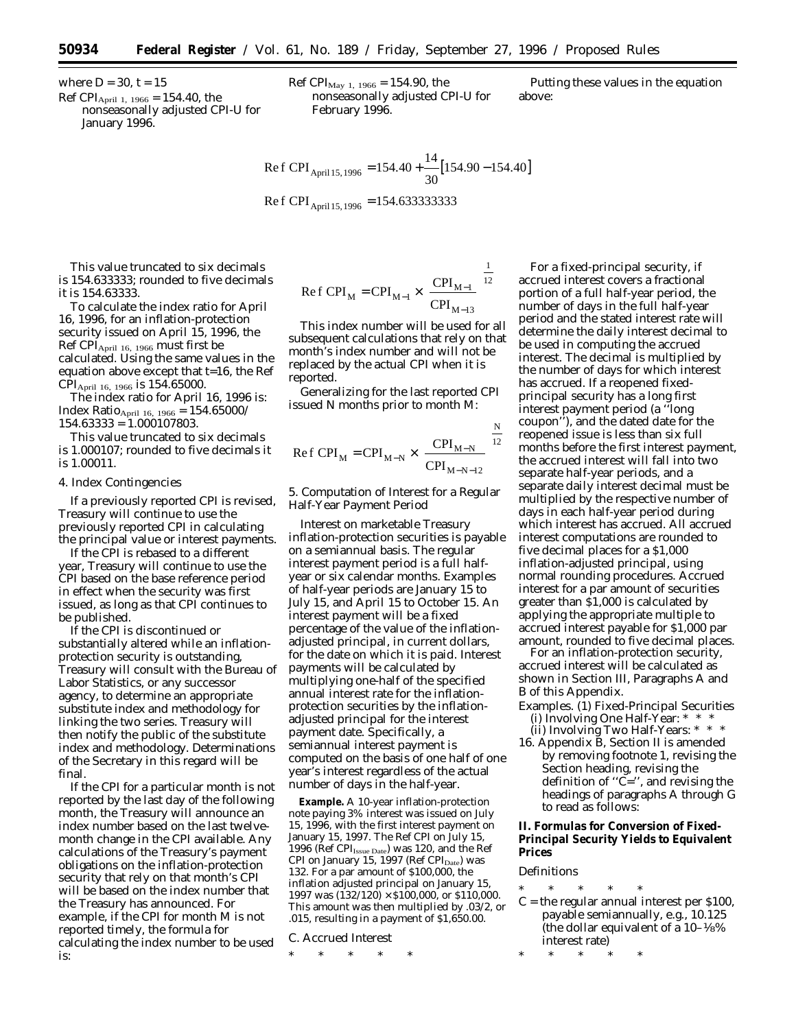where $D = 30$, $t = 15$

Ref $CPI_{April\ 1,\ 1966} = 154.40$, the nonseasonally adjusted CPI-U for January 1996.

Ref $CPI_{May\ 1,\ 1966} = 154.90$, the nonseasonally adjusted CPI-U for February 1996.

Putting these values in the equation above:

$$\text{Ref CPI}_{\text{April 15, 1996}} = 154.40 + \frac{14}{30}\left[154.90 - 154.40\right]$$

$$\text{Ref CPI}_{\text{April 15, 1996}} = 154.633333333$$

This value truncated to six decimals is 154.633333; rounded to five decimals it is 154.63333.

To calculate the index ratio for April 16, 1996, for an inflation-protection security issued on April 15, 1996, the Ref $CPI_{April\ 16,\ 1966}$ must first be calculated. Using the same values in the equation above except that t=16, the Ref $CPI_{April\ 16,\ 1966}$ is 154.65000.

The index ratio for April 16, 1996 is: Index $Ratio_{April\ 16,\ 1966} = 154.65000/154.63333 = 1.000107803$.

This value truncated to six decimals is 1.000107; rounded to five decimals it is 1.00011.

4. Index Contingencies

If a previously reported CPI is revised, Treasury will continue to use the previously reported CPI in calculating the principal value or interest payments.

If the CPI is rebased to a different year, Treasury will continue to use the CPI based on the base reference period in effect when the security was first issued, as long as that CPI continues to be published.

If the CPI is discontinued or substantially altered while an inflation-protection security is outstanding, Treasury will consult with the Bureau of Labor Statistics, or any successor agency, to determine an appropriate substitute index and methodology for linking the two series. Treasury will then notify the public of the substitute index and methodology. Determinations of the Secretary in this regard will be final.

If the CPI for a particular month is not reported by the last day of the following month, the Treasury will announce an index number based on the last twelve-month change in the CPI available. Any calculations of the Treasury's payment obligations on the inflation-protection security that rely on that month's CPI will be based on the index number that the Treasury has announced. For example, if the CPI for month M is not reported timely, the formula for calculating the index number to be used is:

$$\text{Ref CPI}_{M} = \text{CPI}_{M-1} \times \left(\frac{\text{CPI}_{M-1}}{\text{CPI}_{M-13}}\right)^{\frac{1}{12}}$$

This index number will be used for all subsequent calculations that rely on that month's index number and will not be replaced by the actual CPI when it is reported.

Generalizing for the last reported CPI issued N months prior to month M:

$$\text{Ref CPI}_{M} = \text{CPI}_{M-N} \times \left(\frac{\text{CPI}_{M-N}}{\text{CPI}_{M-N-12}}\right)^{\frac{N}{12}}$$

5. Computation of Interest for a Regular Half-Year Payment Period

Interest on marketable Treasury inflation-protection securities is payable on a semiannual basis. The regular interest payment period is a full half-year or six calendar months. Examples of half-year periods are January 15 to July 15, and April 15 to October 15. An interest payment will be a fixed percentage of the value of the inflation-adjusted principal, in current dollars, for the date on which it is paid. Interest payments will be calculated by multiplying one-half of the specified annual interest rate for the inflation-protection securities by the inflation-adjusted principal for the interest payment date. Specifically, a semiannual interest payment is computed on the basis of one half of one year's interest regardless of the actual number of days in the half-year.

**Example.** A 10-year inflation-protection note paying 3% interest was issued on July 15, 1996, with the first interest payment on January 15, 1997. The Ref CPI on July 15, 1996 (Ref $CPI_{Issue\ Date}$) was 120, and the Ref CPI on January 15, 1997 (Ref $CPI_{Date}$) was 132. For a par amount of $100,000, the inflation adjusted principal on January 15, 1997 was (132/120) × $100,000, or $110,000. This amount was then multiplied by .03/2, or .015, resulting in a payment of $1,650.00.

C. Accrued Interest

\* \* \* \* \*

For a fixed-principal security, if accrued interest covers a fractional portion of a full half-year period, the number of days in the full half-year period and the stated interest rate will determine the daily interest decimal to be used in computing the accrued interest. The decimal is multiplied by the number of days for which interest has accrued. If a reopened fixed-principal security has a long first interest payment period (a "long coupon"), and the dated date for the reopened issue is less than six full months before the first interest payment, the accrued interest will fall into two separate half-year periods, and a separate daily interest decimal must be multiplied by the respective number of days in each half-year period during which interest has accrued. All accrued interest computations are rounded to five decimal places for a $1,000 inflation-adjusted principal, using normal rounding procedures. Accrued interest for a par amount of securities greater than $1,000 is calculated by applying the appropriate multiple to accrued interest payable for $1,000 par amount, rounded to five decimal places.

For an inflation-protection security, accrued interest will be calculated as shown in Section III, Paragraphs A and B of this Appendix.

Examples. (1) Fixed-Principal Securities
(i) Involving One Half-Year: \* \* \*
(ii) Involving Two Half-Years: \* \* \*

16. Appendix B, Section II is amended by removing footnote 1, revising the Section heading, revising the definition of "C=", and revising the headings of paragraphs A through G to read as follows:

**II. Formulas for Conversion of Fixed-Principal Security Yields to Equivalent Prices**

Definitions

\* \* \* \* \*

C = the regular annual interest per $100, payable semiannually, e.g., 10.125 (the dollar equivalent of a 10–⅛% interest rate)

\* \* \* \* \*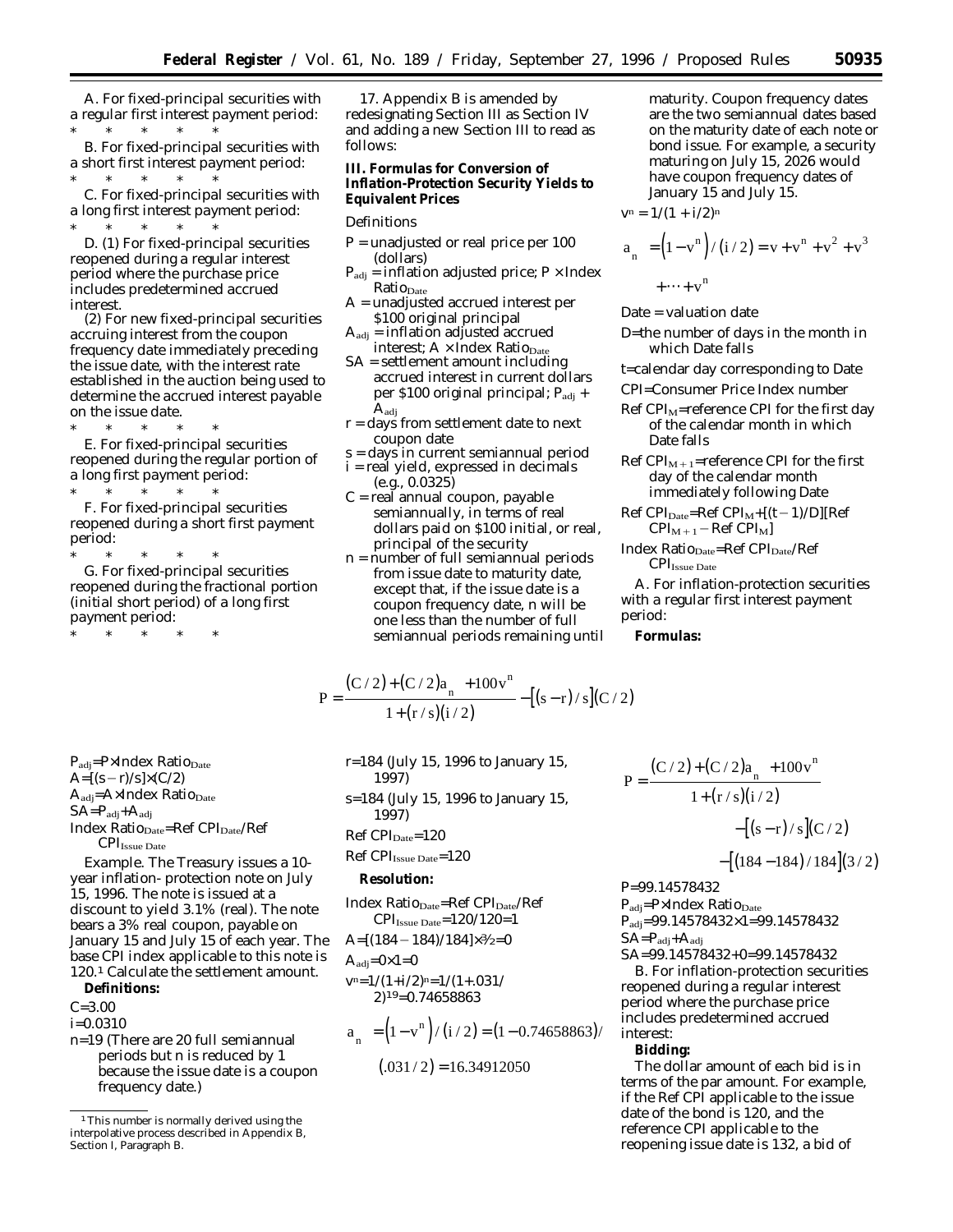A. For fixed-principal securities with a regular first interest payment period:

\* \* \* \* \*

B. For fixed-principal securities with a short first interest payment period:

\* \* \* \* \*

C. For fixed-principal securities with a long first interest payment period:

\* \* \* \* \*

D. (1) For fixed-principal securities reopened during a regular interest period where the purchase price includes predetermined accrued interest.

(2) For new fixed-principal securities accruing interest from the coupon frequency date immediately preceding the issue date, with the interest rate established in the auction being used to determine the accrued interest payable on the issue date.

\* \* \* \* \*

E. For fixed-principal securities reopened during the regular portion of a long first payment period:

\* \* \* \* \*

F. For fixed-principal securities reopened during a short first payment period:

\* \* \* \* \*

G. For fixed-principal securities reopened during the fractional portion (initial short period) of a long first payment period:

\* \* \* \* \*

17. Appendix B is amended by redesignating Section III as Section IV and adding a new Section III to read as follows:

**III. Formulas for Conversion of Inflation-Protection Security Yields to Equivalent Prices**

*Definitions*

P = unadjusted or real price per 100 (dollars)

$P_{adj}$ = inflation adjusted price; P × Index $Ratio_{Date}$

A = unadjusted accrued interest per \$100 original principal

$A_{adj}$ = inflation adjusted accrued interest; A × Index $Ratio_{Date}$

SA = settlement amount including accrued interest in current dollars per \$100 original principal; $P_{adj}$ + $A_{adj}$

r = days from settlement date to next coupon date

s = days in current semiannual period

i = real yield, expressed in decimals (e.g., 0.0325)

C = real annual coupon, payable semiannually, in terms of real dollars paid on \$100 initial, or real, principal of the security

n = number of full semiannual periods from issue date to maturity date, except that, if the issue date is a coupon frequency date, n will be one less than the number of full semiannual periods remaining until maturity. Coupon frequency dates are the two semiannual dates based on the maturity date of each note or bond issue. For example, a security maturing on July 15, 2026 would have coupon frequency dates of January 15 and July 15.

$v^n = 1/(1 + i/2)^n$

$$a_{\overline{n}|} = \left(1 - v^n\right) / \left(i/2\right) = v + v^n + v^2 + v^3 + \cdots + v^n$$

Date = valuation date

D=the number of days in the month in which Date falls

t=calendar day corresponding to Date

CPI=Consumer Price Index number

Ref $CPI_M$=reference CPI for the first day of the calendar month in which Date falls

Ref $CPI_{M+1}$=reference CPI for the first day of the calendar month immediately following Date

Ref $CPI_{Date}$=Ref $CPI_M$+[(t − 1)/D][Ref $CPI_{M+1}$ − Ref $CPI_M$]

Index $Ratio_{Date}$=Ref $CPI_{Date}$/Ref $CPI_{Issue\ Date}$

A. For inflation-protection securities with a regular first interest payment period:

**Formulas:**

$$P = \frac{(C/2) + (C/2)a_{\overline{n}|} + 100v^n}{1 + (r/s)(i/2)} - \left[(s - r)/s\right](C/2)$$

$P_{adj}$=P×Index $Ratio_{Date}$

A=[(s − r)/s]×(C/2)

$A_{adj}$=A×Index $Ratio_{Date}$

SA=$P_{adj}$+$A_{adj}$

Index $Ratio_{Date}$=Ref $CPI_{Date}$/Ref $CPI_{Issue\ Date}$

*Example.* The Treasury issues a 10-year inflation- protection note on July 15, 1996. The note is issued at a discount to yield 3.1% (real). The note bears a 3% real coupon, payable on January 15 and July 15 of each year. The base CPI index applicable to this note is 120.[1] Calculate the settlement amount.

**Definitions:**

C=3.00

i=0.0310

n=19 (There are 20 full semiannual periods but n is reduced by 1 because the issue date is a coupon frequency date.)

r=184 (July 15, 1996 to January 15, 1997)

s=184 (July 15, 1996 to January 15, 1997)

Ref $CPI_{Date}$=120

Ref $CPI_{Issue\ Date}$=120

**Resolution:**

Index $Ratio_{Date}$=Ref $CPI_{Date}$/Ref $CPI_{Issue\ Date}$=120/120=1

A=[(184 − 184)/184]×3⁄2=0

$A_{adj}$=0×1=0

$v^n=1/(1+i/2)^n=1/(1+.031/2)^{19}=0.74658863$

$$a_{\overline{n}|} = \left(1 - v^n\right) / \left(i/2\right) = \left(1 - 0.74658863\right) / \left(.031/2\right) = 16.34912050$$

$$P = \frac{(C/2) + (C/2)a_{\overline{n}|} + 100v^n}{1 + (r/s)(i/2)} - \left[(s - r)/s\right](C/2) - \left[(184 - 184)/184\right](3/2)$$

P=99.14578432

$P_{adj}$=P×Index $Ratio_{Date}$

$P_{adj}$=99.14578432×1=99.14578432

SA=$P_{adj}$+$A_{adj}$

SA=99.14578432+0=99.14578432

B. For inflation-protection securities reopened during a regular interest period where the purchase price includes predetermined accrued interest:

**Bidding:**

The dollar amount of each bid is in terms of the par amount. For example, if the Ref CPI applicable to the issue date of the bond is 120, and the reference CPI applicable to the reopening issue date is 132, a bid of

[1] This number is normally derived using the interpolative process described in Appendix B, Section I, Paragraph B.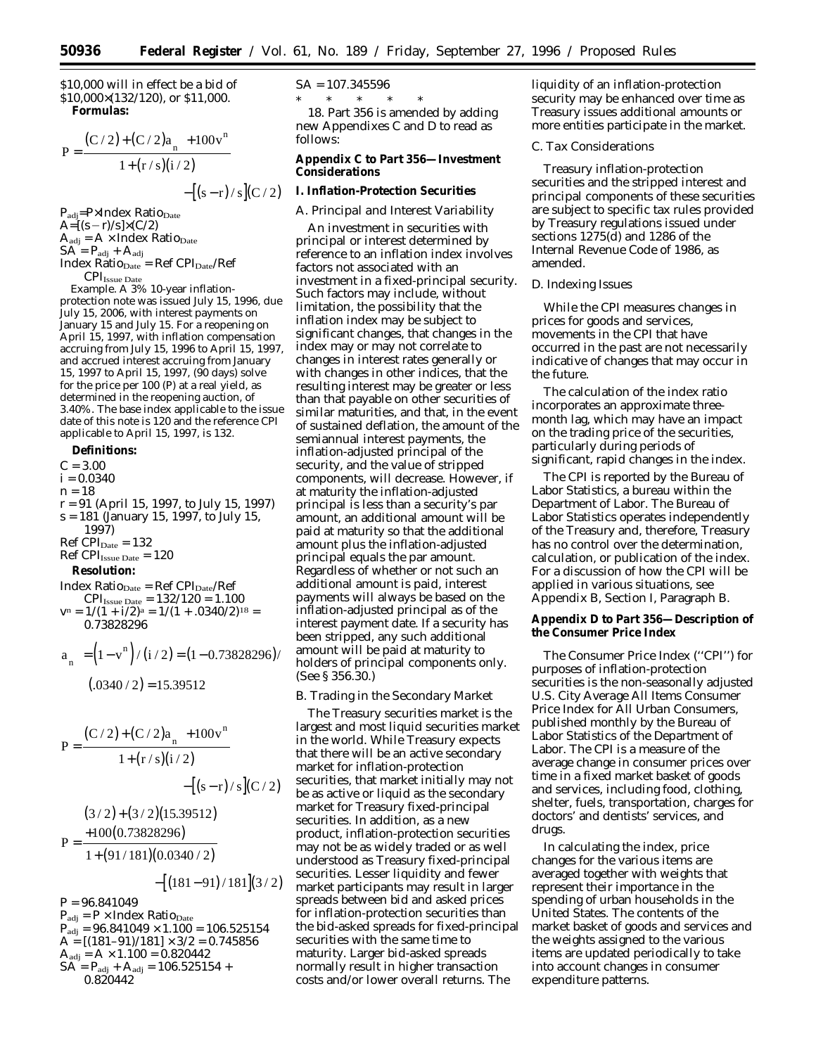$10,000 will in effect be a bid of $10,000×(132/120), or $11,000.

**Formulas:**

$$P = \frac{(C/2) + (C/2)a_{\overline{n}|} + 100v^n}{1 + (r/s)(i/2)} - [(s-r)/s](C/2)$$

$P_{adj} = P \times \text{Index Ratio}_{Date}$

$A = [(s-r)/s] \times (C/2)$

$A_{adj} = A \times \text{Index Ratio}_{Date}$

$SA = P_{adj} + A_{adj}$

$\text{Index Ratio}_{Date} = \text{Ref CPI}_{Date} / \text{Ref CPI}_{Issue\ Date}$

*Example.* A 3% 10-year inflation-protection note was issued July 15, 1996, due July 15, 2006, with interest payments on January 15 and July 15. For a reopening on April 15, 1997, with inflation compensation accruing from July 15, 1996 to April 15, 1997, and accrued interest accruing from January 15, 1997 to April 15, 1997, (90 days) solve for the price per 100 (P) at a real yield, as determined in the reopening auction, of 3.40%. The base index applicable to the issue date of this note is 120 and the reference CPI applicable to April 15, 1997, is 132.

**Definitions:**

$C = 3.00$

$i = 0.0340$

$n = 18$

$r = 91$ (April 15, 1997, to July 15, 1997)

$s = 181$ (January 15, 1997, to July 15, 1997)

$\text{Ref CPI}_{Date} = 132$

$\text{Ref CPI}_{Issue\ Date} = 120$

**Resolution:**

$\text{Index Ratio}_{Date} = \text{Ref CPI}_{Date} / \text{Ref CPI}_{Issue\ Date} = 132/120 = 1.100$

$v^n = 1/(1 + i/2)^n = 1/(1 + .0340/2)^{18} = 0.73828296$

$$a_{\overline{n}|} = (1 - v^n)/(i/2) = (1 - 0.73828296)/(.0340/2) = 15.39512$$

$$P = \frac{(C/2) + (C/2)a_{\overline{n}|} + 100v^n}{1 + (r/s)(i/2)} - [(s-r)/s](C/2)$$

$$P = \frac{(3/2) + (3/2)(15.39512) + 100(0.73828296)}{1 + (91/181)(0.0340/2)} - [(181-91)/181](3/2)$$

$P = 96.841049$

$P_{adj} = P \times \text{Index Ratio}_{Date}$

$P_{adj} = 96.841049 \times 1.100 = 106.525154$

$A = [(181-91)/181] \times 3/2 = 0.745856$

$A_{adj} = A \times 1.100 = 0.820442$

$SA = P_{adj} + A_{adj} = 106.525154 + 0.820442$

$SA = 107.345596$

\* \* \* \* \*

18. Part 356 is amended by adding new Appendixes C and D to read as follows:

## Appendix C to Part 356—Investment Considerations

### I. Inflation-Protection Securities

#### A. Principal and Interest Variability

An investment in securities with principal or interest determined by reference to an inflation index involves factors not associated with an investment in a fixed-principal security. Such factors may include, without limitation, the possibility that the inflation index may be subject to significant changes, that changes in the index may or may not correlate to changes in interest rates generally or with changes in other indices, that the resulting interest may be greater or less than that payable on other securities of similar maturities, and that, in the event of sustained deflation, the amount of the semiannual interest payments, the inflation-adjusted principal of the security, and the value of stripped components, will decrease. However, if at maturity the inflation-adjusted principal is less than a security's par amount, an additional amount will be paid at maturity so that the additional amount plus the inflation-adjusted principal equals the par amount. Regardless of whether or not such an additional amount is paid, interest payments will always be based on the inflation-adjusted principal as of the interest payment date. If a security has been stripped, any such additional amount will be paid at maturity to holders of principal components only. (See § 356.30.)

#### B. Trading in the Secondary Market

The Treasury securities market is the largest and most liquid securities market in the world. While Treasury expects that there will be an active secondary market for inflation-protection securities, that market initially may not be as active or liquid as the secondary market for Treasury fixed-principal securities. In addition, as a new product, inflation-protection securities may not be as widely traded or as well understood as Treasury fixed-principal securities. Lesser liquidity and fewer market participants may result in larger spreads between bid and asked prices for inflation-protection securities than the bid-asked spreads for fixed-principal securities with the same time to maturity. Larger bid-asked spreads normally result in higher transaction costs and/or lower overall returns. The liquidity of an inflation-protection security may be enhanced over time as Treasury issues additional amounts or more entities participate in the market.

#### C. Tax Considerations

Treasury inflation-protection securities and the stripped interest and principal components of these securities are subject to specific tax rules provided by Treasury regulations issued under sections 1275(d) and 1286 of the Internal Revenue Code of 1986, as amended.

#### D. Indexing Issues

While the CPI measures changes in prices for goods and services, movements in the CPI that have occurred in the past are not necessarily indicative of changes that may occur in the future.

The calculation of the index ratio incorporates an approximate three-month lag, which may have an impact on the trading price of the securities, particularly during periods of significant, rapid changes in the index.

The CPI is reported by the Bureau of Labor Statistics, a bureau within the Department of Labor. The Bureau of Labor Statistics operates independently of the Treasury and, therefore, Treasury has no control over the determination, calculation, or publication of the index. For a discussion of how the CPI will be applied in various situations, see Appendix B, Section I, Paragraph B.

## Appendix D to Part 356—Description of the Consumer Price Index

The Consumer Price Index ("CPI") for purposes of inflation-protection securities is the non-seasonally adjusted U.S. City Average All Items Consumer Price Index for All Urban Consumers, published monthly by the Bureau of Labor Statistics of the Department of Labor. The CPI is a measure of the average change in consumer prices over time in a fixed market basket of goods and services, including food, clothing, shelter, fuels, transportation, charges for doctors' and dentists' services, and drugs.

In calculating the index, price changes for the various items are averaged together with weights that represent their importance in the spending of urban households in the United States. The contents of the market basket of goods and services and the weights assigned to the various items are updated periodically to take into account changes in consumer expenditure patterns.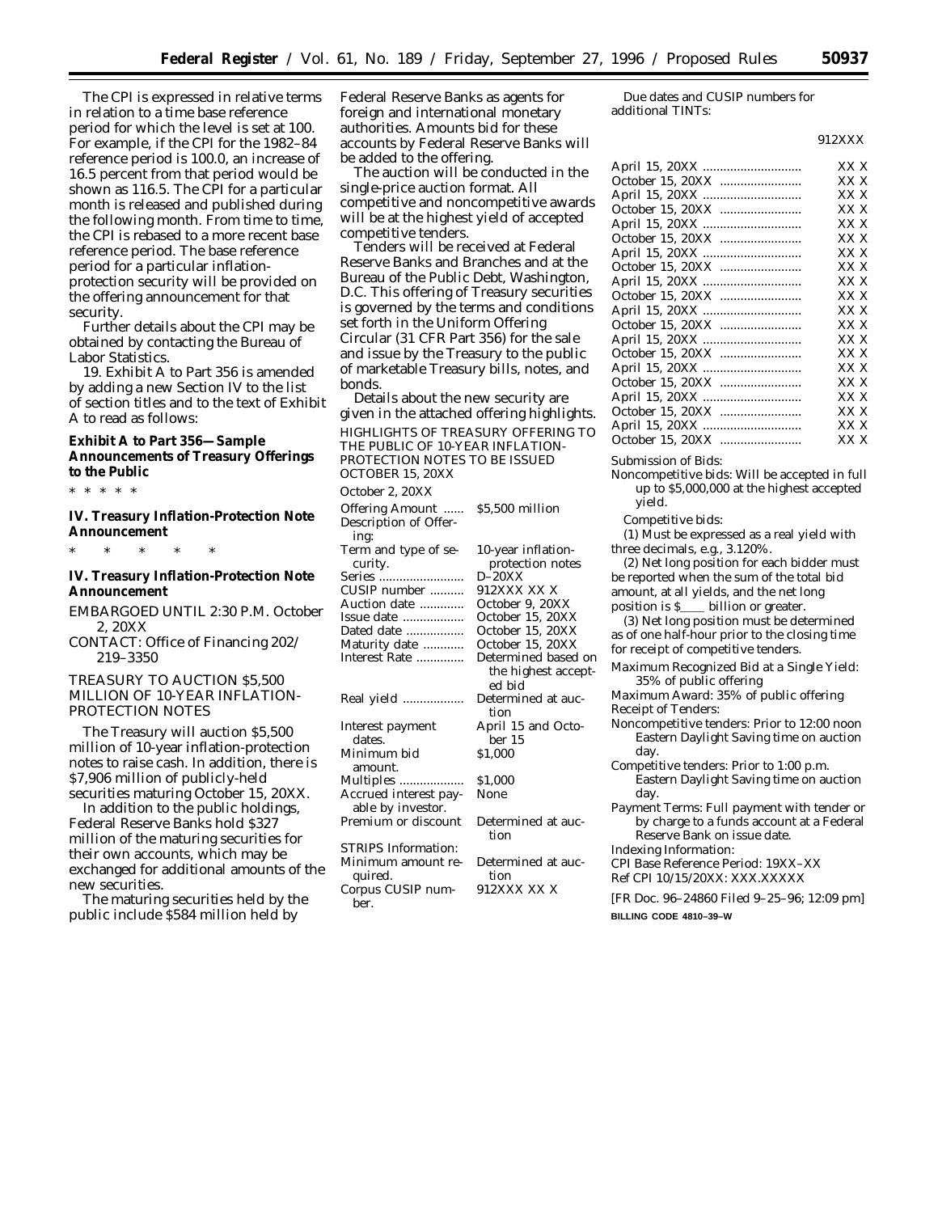The CPI is expressed in relative terms in relation to a time base reference period for which the level is set at 100. For example, if the CPI for the 1982–84 reference period is 100.0, an increase of 16.5 percent from that period would be shown as 116.5. The CPI for a particular month is released and published during the following month. From time to time, the CPI is rebased to a more recent base reference period. The base reference period for a particular inflation-protection security will be provided on the offering announcement for that security.

Further details about the CPI may be obtained by contacting the Bureau of Labor Statistics.

19. Exhibit A to Part 356 is amended by adding a new Section IV to the list of section titles and to the text of Exhibit A to read as follows:

**Exhibit A to Part 356—Sample Announcements of Treasury Offerings to the Public**

\* \* \* \* \*

**IV. Treasury Inflation-Protection Note Announcement**

\* \* \* \* \*

**IV. Treasury Inflation-Protection Note Announcement**

EMBARGOED UNTIL 2:30 P.M. October 2, 20XX

CONTACT: Office of Financing 202/219–3350

TREASURY TO AUCTION $5,500 MILLION OF 10-YEAR INFLATION-PROTECTION NOTES

The Treasury will auction $5,500 million of 10-year inflation-protection notes to raise cash. In addition, there is $7,906 million of publicly-held securities maturing October 15, 20XX.

In addition to the public holdings, Federal Reserve Banks hold $327 million of the maturing securities for their own accounts, which may be exchanged for additional amounts of the new securities.

The maturing securities held by the public include $584 million held by Federal Reserve Banks as agents for foreign and international monetary authorities. Amounts bid for these accounts by Federal Reserve Banks will be added to the offering.

The auction will be conducted in the single-price auction format. All competitive and noncompetitive awards will be at the highest yield of accepted competitive tenders.

Tenders will be received at Federal Reserve Banks and Branches and at the Bureau of the Public Debt, Washington, D.C. This offering of Treasury securities is governed by the terms and conditions set forth in the Uniform Offering Circular (31 CFR Part 356) for the sale and issue by the Treasury to the public of marketable Treasury bills, notes, and bonds.

Details about the new security are given in the attached offering highlights.

HIGHLIGHTS OF TREASURY OFFERING TO THE PUBLIC OF 10-YEAR INFLATION-PROTECTION NOTES TO BE ISSUED OCTOBER 15, 20XX

October 2, 20XX

| | |
|---|---|
| Offering Amount | $5,500 million |
| Description of Offering: | |
| Term and type of security. | 10-year inflation-protection notes |
| Series | D–20XX |
| CUSIP number | 912XXX XX X |
| Auction date | October 9, 20XX |
| Issue date | October 15, 20XX |
| Dated date | October 15, 20XX |
| Maturity date | October 15, 20XX |
| Interest Rate | Determined based on the highest accepted bid |
| Real yield | Determined at auction |
| Interest payment dates. | April 15 and October 15 |
| Minimum bid amount. | $1,000 |
| Multiples | $1,000 |
| Accrued interest payable by investor. | None |
| Premium or discount | Determined at auction |
| STRIPS Information: | |
| Minimum amount required. | Determined at auction |
| Corpus CUSIP number. | 912XXX XX X |

Due dates and CUSIP numbers for additional TINTs:

| | 912XXX |
|---|---|
| April 15, 20XX | XX X |
| October 15, 20XX | XX X |
| April 15, 20XX | XX X |
| October 15, 20XX | XX X |
| April 15, 20XX | XX X |
| October 15, 20XX | XX X |
| April 15, 20XX | XX X |
| October 15, 20XX | XX X |
| April 15, 20XX | XX X |
| October 15, 20XX | XX X |
| April 15, 20XX | XX X |
| October 15, 20XX | XX X |
| April 15, 20XX | XX X |
| October 15, 20XX | XX X |
| April 15, 20XX | XX X |
| October 15, 20XX | XX X |
| April 15, 20XX | XX X |
| October 15, 20XX | XX X |
| April 15, 20XX | XX X |
| October 15, 20XX | XX X |

Submission of Bids:

Noncompetitive bids: Will be accepted in full up to $5,000,000 at the highest accepted yield.

Competitive bids:

(1) Must be expressed as a real yield with three decimals, e.g., 3.120%.

(2) Net long position for each bidder must be reported when the sum of the total bid amount, at all yields, and the net long position is $____ billion or greater.

(3) Net long position must be determined as of one half-hour prior to the closing time for receipt of competitive tenders.

Maximum Recognized Bid at a Single Yield: 35% of public offering

Maximum Award: 35% of public offering

Receipt of Tenders:

Noncompetitive tenders: Prior to 12:00 noon Eastern Daylight Saving time on auction day.

Competitive tenders: Prior to 1:00 p.m. Eastern Daylight Saving time on auction day.

Payment Terms: Full payment with tender or by charge to a funds account at a Federal Reserve Bank on issue date.

Indexing Information:

CPI Base Reference Period: 19XX–XX

Ref CPI 10/15/20XX: XXX.XXXXX

[FR Doc. 96–24860 Filed 9–25–96; 12:09 pm]

BILLING CODE 4810–39–W